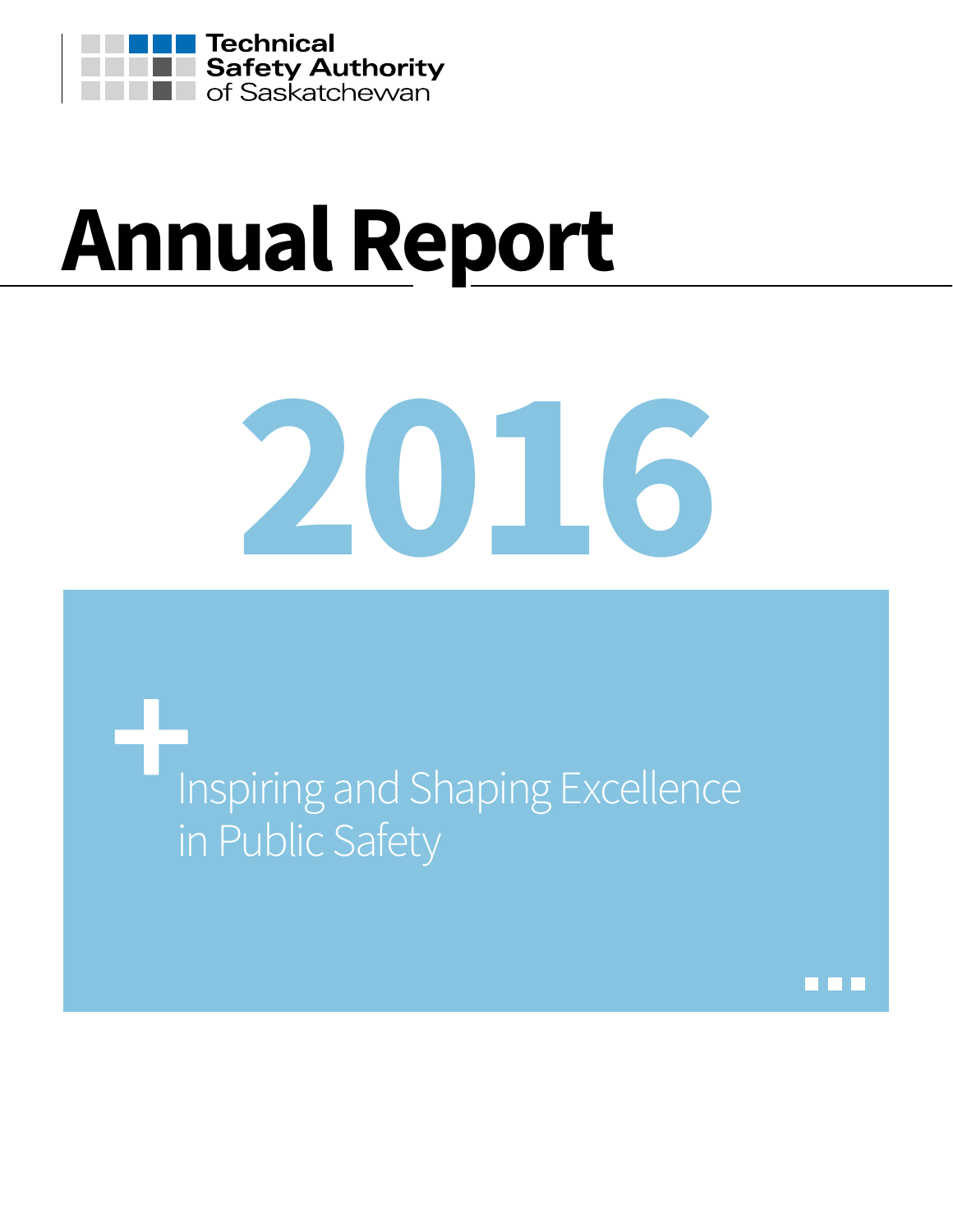Technical Safety Authority of Saskatchewan

# Annual Report

# 2016

Inspiring and Shaping Excellence in Public Safety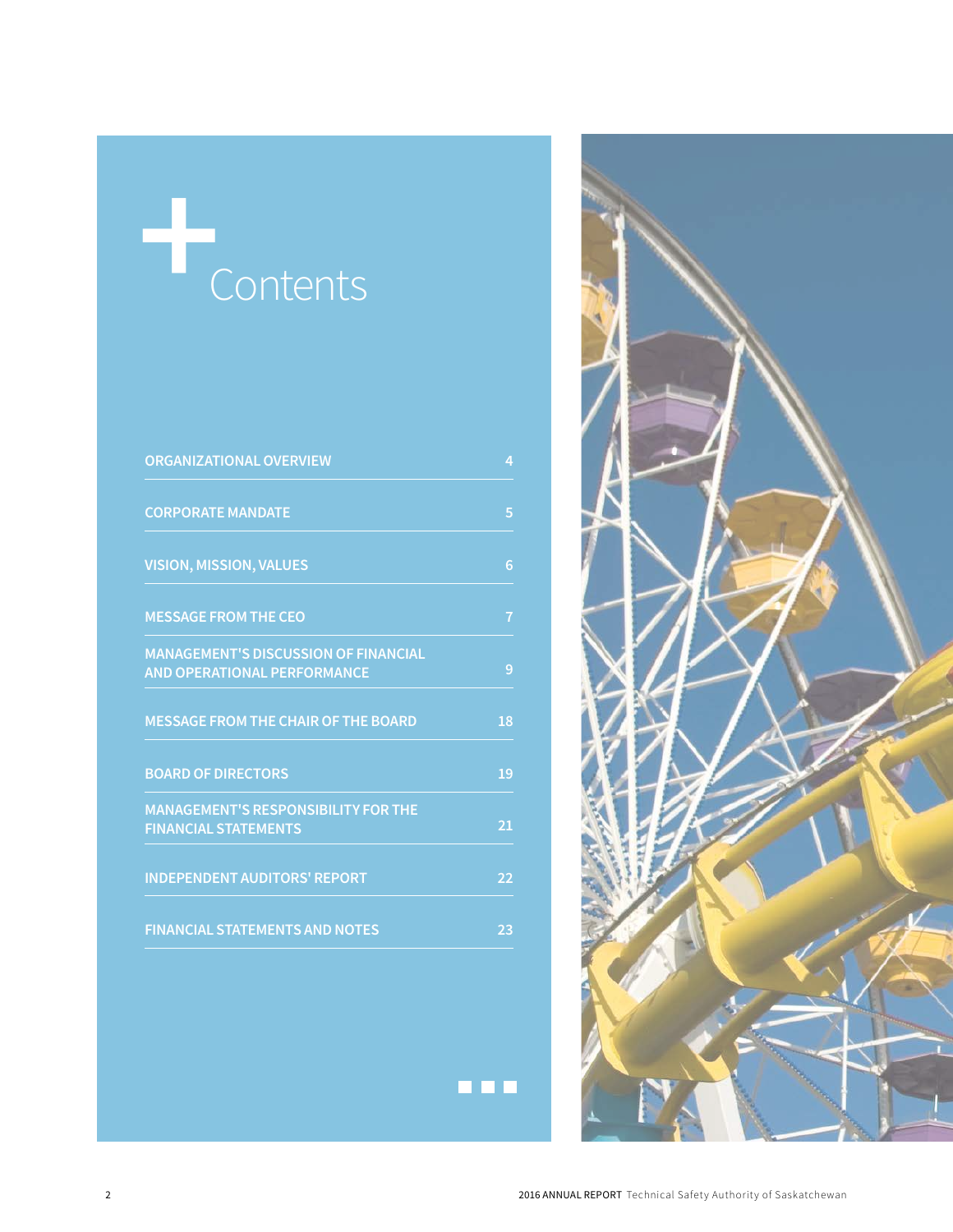# Contents

| | |
|---|---|
| ORGANIZATIONAL OVERVIEW | 4 |
| CORPORATE MANDATE | 5 |
| VISION, MISSION, VALUES | 6 |
| MESSAGE FROM THE CEO | 7 |
| MANAGEMENT'S DISCUSSION OF FINANCIAL AND OPERATIONAL PERFORMANCE | 9 |
| MESSAGE FROM THE CHAIR OF THE BOARD | 18 |
| BOARD OF DIRECTORS | 19 |
| MANAGEMENT'S RESPONSIBILITY FOR THE FINANCIAL STATEMENTS | 21 |
| INDEPENDENT AUDITORS' REPORT | 22 |
| FINANCIAL STATEMENTS AND NOTES | 23 |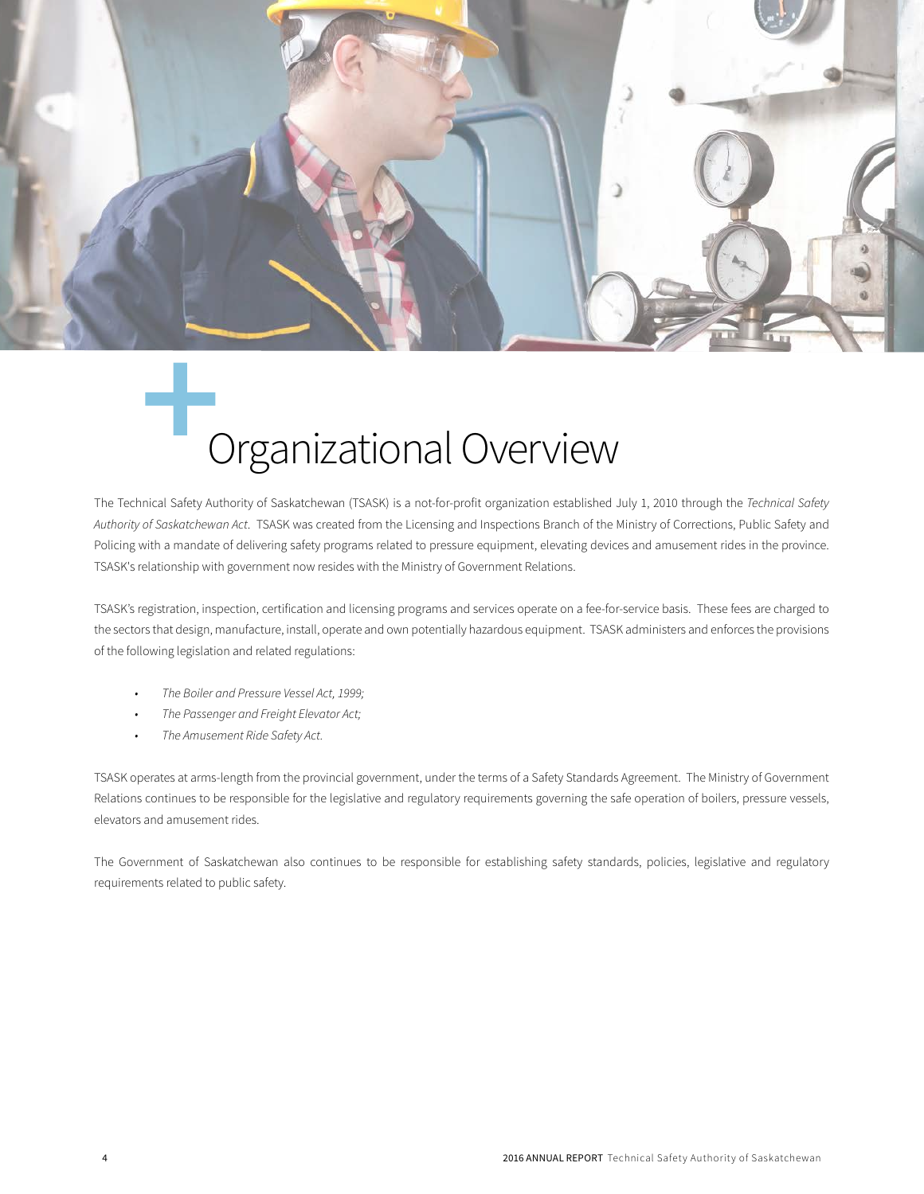# Organizational Overview

The Technical Safety Authority of Saskatchewan (TSASK) is a not-for-profit organization established July 1, 2010 through the *Technical Safety Authority of Saskatchewan Act*. TSASK was created from the Licensing and Inspections Branch of the Ministry of Corrections, Public Safety and Policing with a mandate of delivering safety programs related to pressure equipment, elevating devices and amusement rides in the province. TSASK's relationship with government now resides with the Ministry of Government Relations.

TSASK's registration, inspection, certification and licensing programs and services operate on a fee-for-service basis. These fees are charged to the sectors that design, manufacture, install, operate and own potentially hazardous equipment. TSASK administers and enforces the provisions of the following legislation and related regulations:

- *The Boiler and Pressure Vessel Act, 1999;*
- *The Passenger and Freight Elevator Act;*
- *The Amusement Ride Safety Act.*

TSASK operates at arms-length from the provincial government, under the terms of a Safety Standards Agreement. The Ministry of Government Relations continues to be responsible for the legislative and regulatory requirements governing the safe operation of boilers, pressure vessels, elevators and amusement rides.

The Government of Saskatchewan also continues to be responsible for establishing safety standards, policies, legislative and regulatory requirements related to public safety.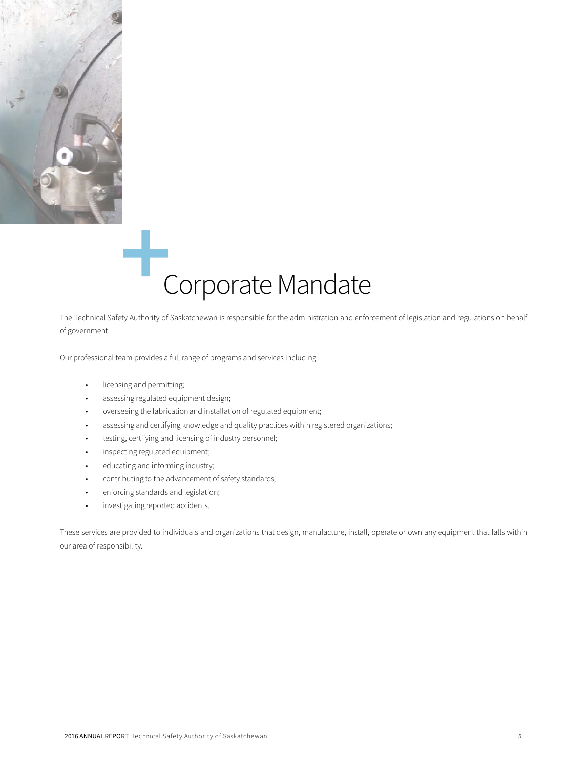# Corporate Mandate

The Technical Safety Authority of Saskatchewan is responsible for the administration and enforcement of legislation and regulations on behalf of government.

Our professional team provides a full range of programs and services including:

- licensing and permitting;
- assessing regulated equipment design;
- overseeing the fabrication and installation of regulated equipment;
- assessing and certifying knowledge and quality practices within registered organizations;
- testing, certifying and licensing of industry personnel;
- inspecting regulated equipment;
- educating and informing industry;
- contributing to the advancement of safety standards;
- enforcing standards and legislation;
- investigating reported accidents.

These services are provided to individuals and organizations that design, manufacture, install, operate or own any equipment that falls within our area of responsibility.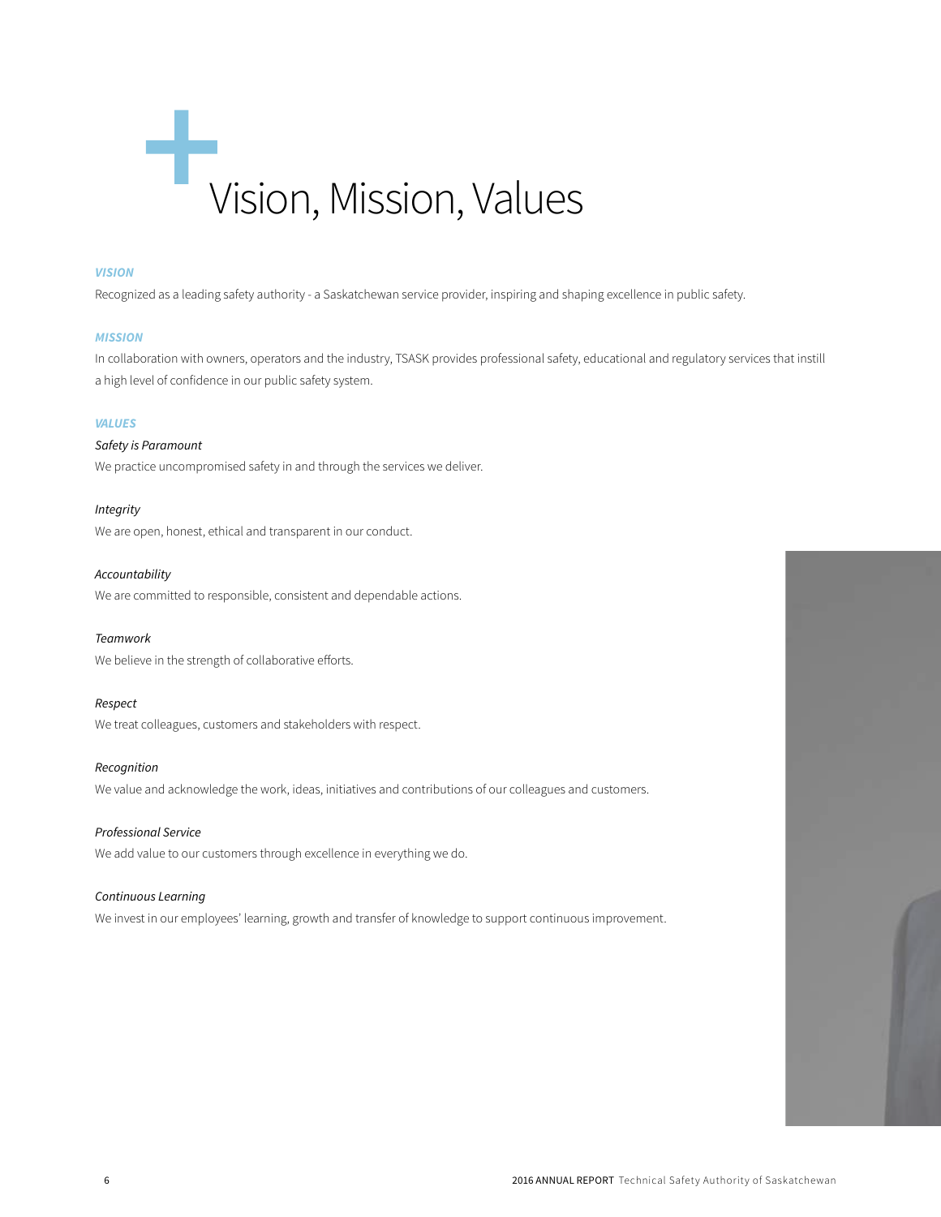# Vision, Mission, Values

***VISION***

Recognized as a leading safety authority - a Saskatchewan service provider, inspiring and shaping excellence in public safety.

***MISSION***

In collaboration with owners, operators and the industry, TSASK provides professional safety, educational and regulatory services that instill a high level of confidence in our public safety system.

***VALUES***

*Safety is Paramount*

We practice uncompromised safety in and through the services we deliver.

*Integrity*

We are open, honest, ethical and transparent in our conduct.

*Accountability*

We are committed to responsible, consistent and dependable actions.

*Teamwork*

We believe in the strength of collaborative efforts.

*Respect*

We treat colleagues, customers and stakeholders with respect.

*Recognition*

We value and acknowledge the work, ideas, initiatives and contributions of our colleagues and customers.

*Professional Service*

We add value to our customers through excellence in everything we do.

*Continuous Learning*

We invest in our employees' learning, growth and transfer of knowledge to support continuous improvement.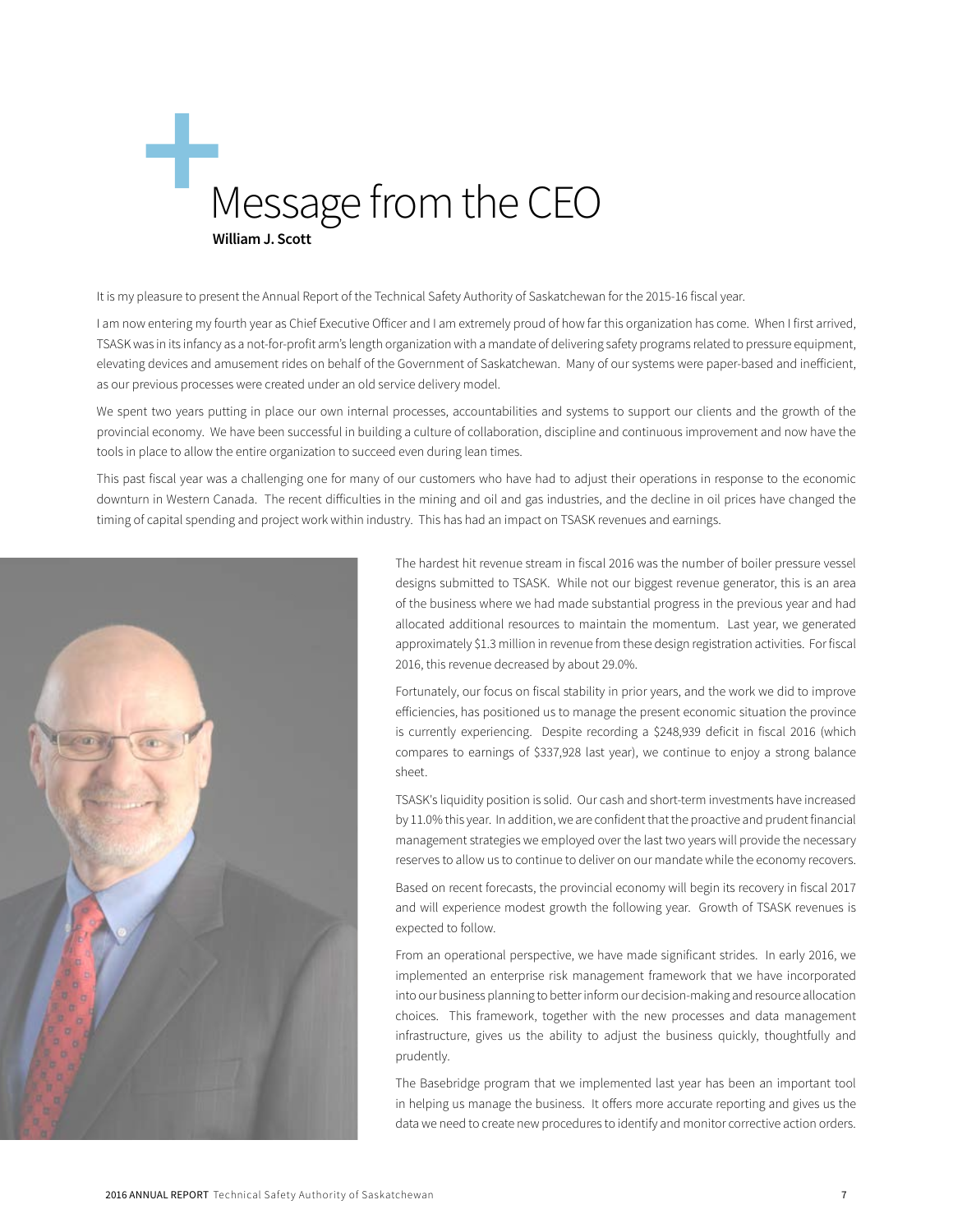# Message from the CEO

**William J. Scott**

It is my pleasure to present the Annual Report of the Technical Safety Authority of Saskatchewan for the 2015-16 fiscal year.

I am now entering my fourth year as Chief Executive Officer and I am extremely proud of how far this organization has come. When I first arrived, TSASK was in its infancy as a not-for-profit arm's length organization with a mandate of delivering safety programs related to pressure equipment, elevating devices and amusement rides on behalf of the Government of Saskatchewan. Many of our systems were paper-based and inefficient, as our previous processes were created under an old service delivery model.

We spent two years putting in place our own internal processes, accountabilities and systems to support our clients and the growth of the provincial economy. We have been successful in building a culture of collaboration, discipline and continuous improvement and now have the tools in place to allow the entire organization to succeed even during lean times.

This past fiscal year was a challenging one for many of our customers who have had to adjust their operations in response to the economic downturn in Western Canada. The recent difficulties in the mining and oil and gas industries, and the decline in oil prices have changed the timing of capital spending and project work within industry. This has had an impact on TSASK revenues and earnings.

The hardest hit revenue stream in fiscal 2016 was the number of boiler pressure vessel designs submitted to TSASK. While not our biggest revenue generator, this is an area of the business where we had made substantial progress in the previous year and had allocated additional resources to maintain the momentum. Last year, we generated approximately $1.3 million in revenue from these design registration activities. For fiscal 2016, this revenue decreased by about 29.0%.

Fortunately, our focus on fiscal stability in prior years, and the work we did to improve efficiencies, has positioned us to manage the present economic situation the province is currently experiencing. Despite recording a $248,939 deficit in fiscal 2016 (which compares to earnings of $337,928 last year), we continue to enjoy a strong balance sheet.

TSASK's liquidity position is solid. Our cash and short-term investments have increased by 11.0% this year. In addition, we are confident that the proactive and prudent financial management strategies we employed over the last two years will provide the necessary reserves to allow us to continue to deliver on our mandate while the economy recovers.

Based on recent forecasts, the provincial economy will begin its recovery in fiscal 2017 and will experience modest growth the following year. Growth of TSASK revenues is expected to follow.

From an operational perspective, we have made significant strides. In early 2016, we implemented an enterprise risk management framework that we have incorporated into our business planning to better inform our decision-making and resource allocation choices. This framework, together with the new processes and data management infrastructure, gives us the ability to adjust the business quickly, thoughtfully and prudently.

The Basebridge program that we implemented last year has been an important tool in helping us manage the business. It offers more accurate reporting and gives us the data we need to create new procedures to identify and monitor corrective action orders.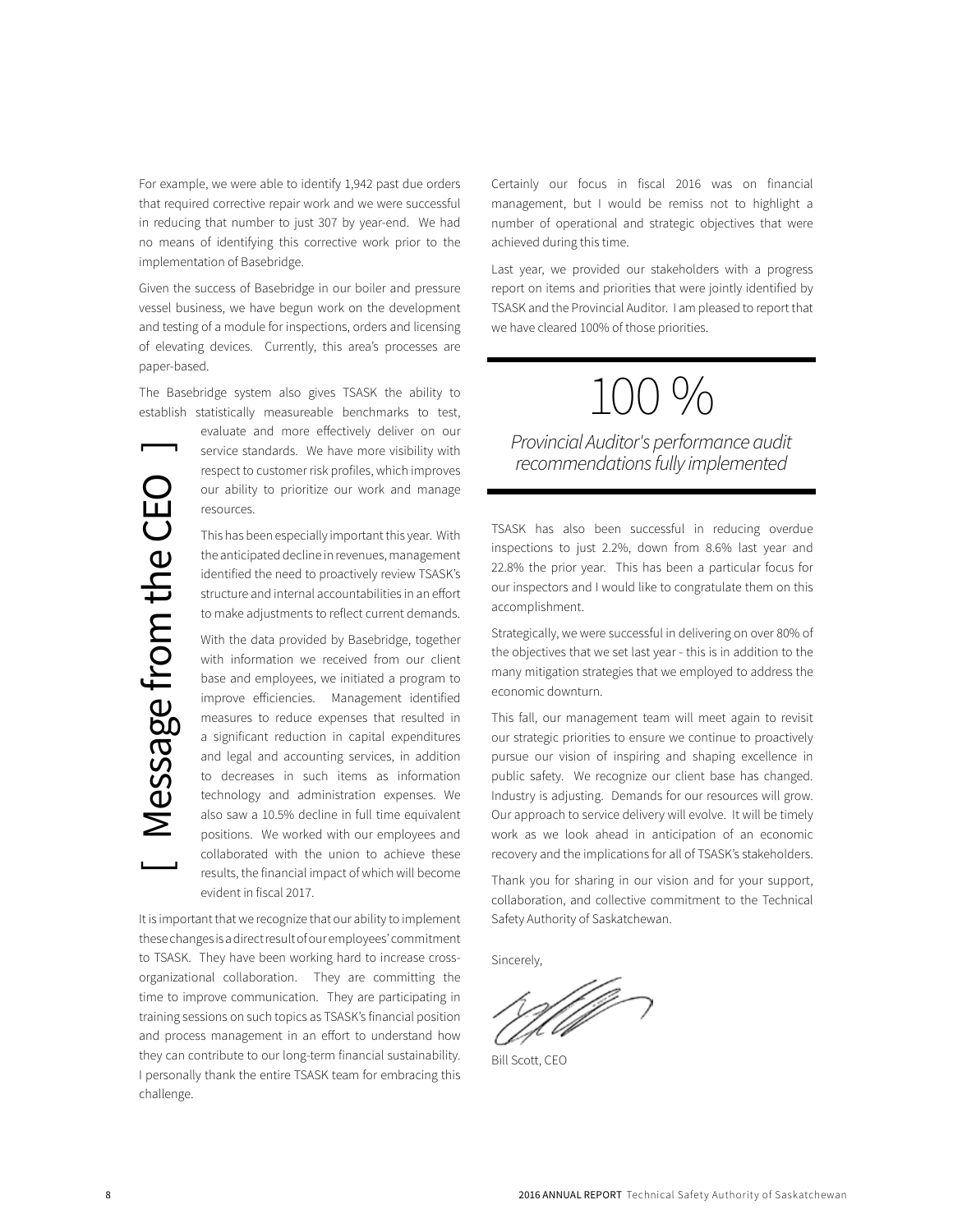# [ Message from the CEO ]

For example, we were able to identify 1,942 past due orders that required corrective repair work and we were successful in reducing that number to just 307 by year-end. We had no means of identifying this corrective work prior to the implementation of Basebridge.

Given the success of Basebridge in our boiler and pressure vessel business, we have begun work on the development and testing of a module for inspections, orders and licensing of elevating devices. Currently, this area's processes are paper-based.

The Basebridge system also gives TSASK the ability to establish statistically measureable benchmarks to test, evaluate and more effectively deliver on our service standards. We have more visibility with respect to customer risk profiles, which improves our ability to prioritize our work and manage resources.

This has been especially important this year. With the anticipated decline in revenues, management identified the need to proactively review TSASK's structure and internal accountabilities in an effort to make adjustments to reflect current demands.

With the data provided by Basebridge, together with information we received from our client base and employees, we initiated a program to improve efficiencies. Management identified measures to reduce expenses that resulted in a significant reduction in capital expenditures and legal and accounting services, in addition to decreases in such items as information technology and administration expenses. We also saw a 10.5% decline in full time equivalent positions. We worked with our employees and collaborated with the union to achieve these results, the financial impact of which will become evident in fiscal 2017.

It is important that we recognize that our ability to implement these changes is a direct result of our employees' commitment to TSASK. They have been working hard to increase cross-organizational collaboration. They are committing the time to improve communication. They are participating in training sessions on such topics as TSASK's financial position and process management in an effort to understand how they can contribute to our long-term financial sustainability. I personally thank the entire TSASK team for embracing this challenge.

Certainly our focus in fiscal 2016 was on financial management, but I would be remiss not to highlight a number of operational and strategic objectives that were achieved during this time.

Last year, we provided our stakeholders with a progress report on items and priorities that were jointly identified by TSASK and the Provincial Auditor. I am pleased to report that we have cleared 100% of those priorities.

---

# 100 %

*Provincial Auditor's performance audit recommendations fully implemented*

---

TSASK has also been successful in reducing overdue inspections to just 2.2%, down from 8.6% last year and 22.8% the prior year. This has been a particular focus for our inspectors and I would like to congratulate them on this accomplishment.

Strategically, we were successful in delivering on over 80% of the objectives that we set last year - this is in addition to the many mitigation strategies that we employed to address the economic downturn.

This fall, our management team will meet again to revisit our strategic priorities to ensure we continue to proactively pursue our vision of inspiring and shaping excellence in public safety. We recognize our client base has changed. Industry is adjusting. Demands for our resources will grow. Our approach to service delivery will evolve. It will be timely work as we look ahead in anticipation of an economic recovery and the implications for all of TSASK's stakeholders.

Thank you for sharing in our vision and for your support, collaboration, and collective commitment to the Technical Safety Authority of Saskatchewan.

Sincerely,

Bill Scott, CEO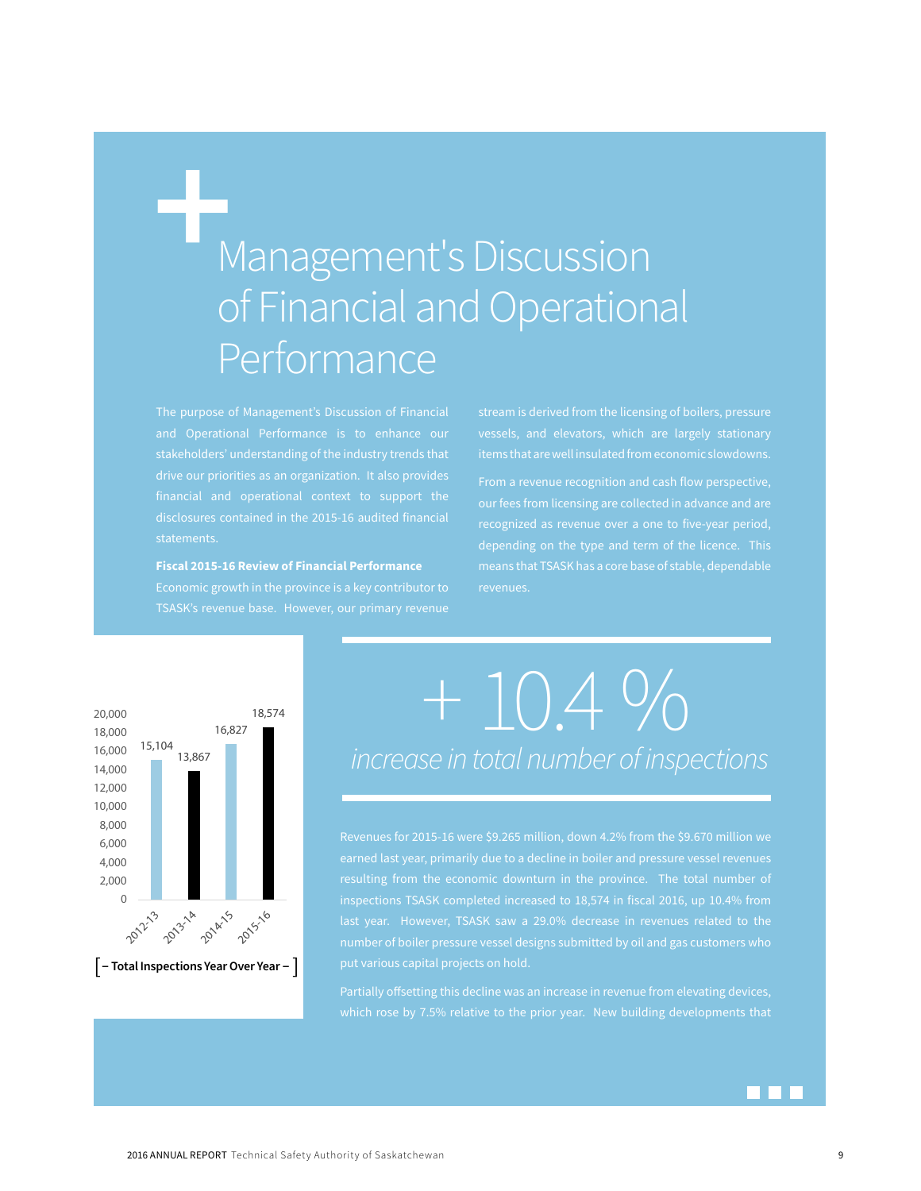# Management's Discussion of Financial and Operational Performance

The purpose of Management's Discussion of Financial and Operational Performance is to enhance our stakeholders' understanding of the industry trends that drive our priorities as an organization. It also provides financial and operational context to support the disclosures contained in the 2015-16 audited financial statements.

**Fiscal 2015-16 Review of Financial Performance**

Economic growth in the province is a key contributor to TSASK's revenue base. However, our primary revenue stream is derived from the licensing of boilers, pressure vessels, and elevators, which are largely stationary items that are well insulated from economic slowdowns.

From a revenue recognition and cash flow perspective, our fees from licensing are collected in advance and are recognized as revenue over a one to five-year period, depending on the type and term of the licence. This means that TSASK has a core base of stable, dependable revenues.

| Year | Total Inspections |
|---|---|
| 2012-13 | 15,104 |
| 2013-14 | 13,867 |
| 2014-15 | 16,827 |
| 2015-16 | 18,574 |

[ – Total Inspections Year Over Year – ]

**+ 10.4 %**

*increase in total number of inspections*

Revenues for 2015-16 were $9.265 million, down 4.2% from the $9.670 million we earned last year, primarily due to a decline in boiler and pressure vessel revenues resulting from the economic downturn in the province. The total number of inspections TSASK completed increased to 18,574 in fiscal 2016, up 10.4% from last year. However, TSASK saw a 29.0% decrease in revenues related to the number of boiler pressure vessel designs submitted by oil and gas customers who put various capital projects on hold.

Partially offsetting this decline was an increase in revenue from elevating devices, which rose by 7.5% relative to the prior year. New building developments that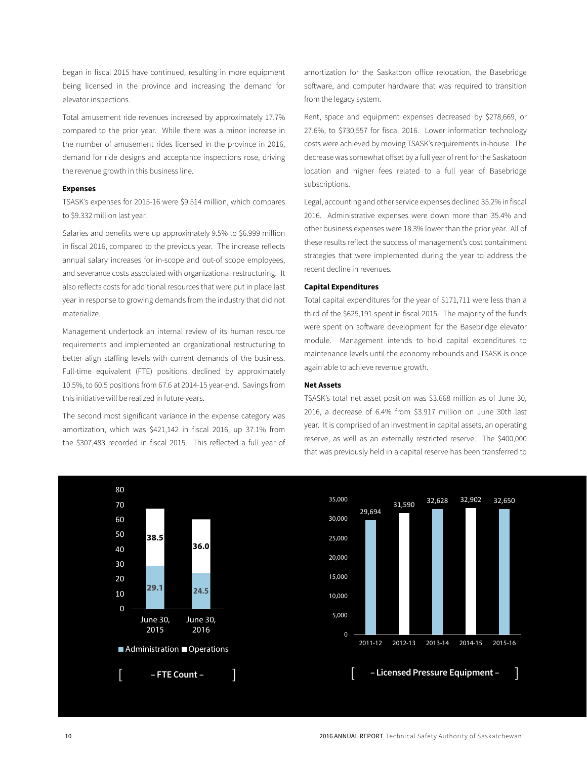began in fiscal 2015 have continued, resulting in more equipment being licensed in the province and increasing the demand for elevator inspections.

Total amusement ride revenues increased by approximately 17.7% compared to the prior year. While there was a minor increase in the number of amusement rides licensed in the province in 2016, demand for ride designs and acceptance inspections rose, driving the revenue growth in this business line.

#### Expenses

TSASK's expenses for 2015-16 were $9.514 million, which compares to $9.332 million last year.

Salaries and benefits were up approximately 9.5% to $6.999 million in fiscal 2016, compared to the previous year. The increase reflects annual salary increases for in-scope and out-of scope employees, and severance costs associated with organizational restructuring. It also reflects costs for additional resources that were put in place last year in response to growing demands from the industry that did not materialize.

Management undertook an internal review of its human resource requirements and implemented an organizational restructuring to better align staffing levels with current demands of the business. Full-time equivalent (FTE) positions declined by approximately 10.5%, to 60.5 positions from 67.6 at 2014-15 year-end. Savings from this initiative will be realized in future years.

The second most significant variance in the expense category was amortization, which was $421,142 in fiscal 2016, up 37.1% from the $307,483 recorded in fiscal 2015. This reflected a full year of amortization for the Saskatoon office relocation, the Basebridge software, and computer hardware that was required to transition from the legacy system.

Rent, space and equipment expenses decreased by $278,669, or 27.6%, to $730,557 for fiscal 2016. Lower information technology costs were achieved by moving TSASK's requirements in-house. The decrease was somewhat offset by a full year of rent for the Saskatoon location and higher fees related to a full year of Basebridge subscriptions.

Legal, accounting and other service expenses declined 35.2% in fiscal 2016. Administrative expenses were down more than 35.4% and other business expenses were 18.3% lower than the prior year. All of these results reflect the success of management's cost containment strategies that were implemented during the year to address the recent decline in revenues.

#### Capital Expenditures

Total capital expenditures for the year of $171,711 were less than a third of the $625,191 spent in fiscal 2015. The majority of the funds were spent on software development for the Basebridge elevator module. Management intends to hold capital expenditures to maintenance levels until the economy rebounds and TSASK is once again able to achieve revenue growth.

#### Net Assets

TSASK's total net asset position was $3.668 million as of June 30, 2016, a decrease of 6.4% from $3.917 million on June 30th last year. It is comprised of an investment in capital assets, an operating reserve, as well as an externally restricted reserve. The $400,000 that was previously held in a capital reserve has been transferred to

[ – FTE Count – ]

| | June 30, 2015 | June 30, 2016 |
|---|---|---|
| Administration | 29.1 | 24.5 |
| Operations | 38.5 | 36.0 |

[ – Licensed Pressure Equipment – ]

| 2011-12 | 2012-13 | 2013-14 | 2014-15 | 2015-16 |
|---|---|---|---|---|
| 29,694 | 31,590 | 32,628 | 32,902 | 32,650 |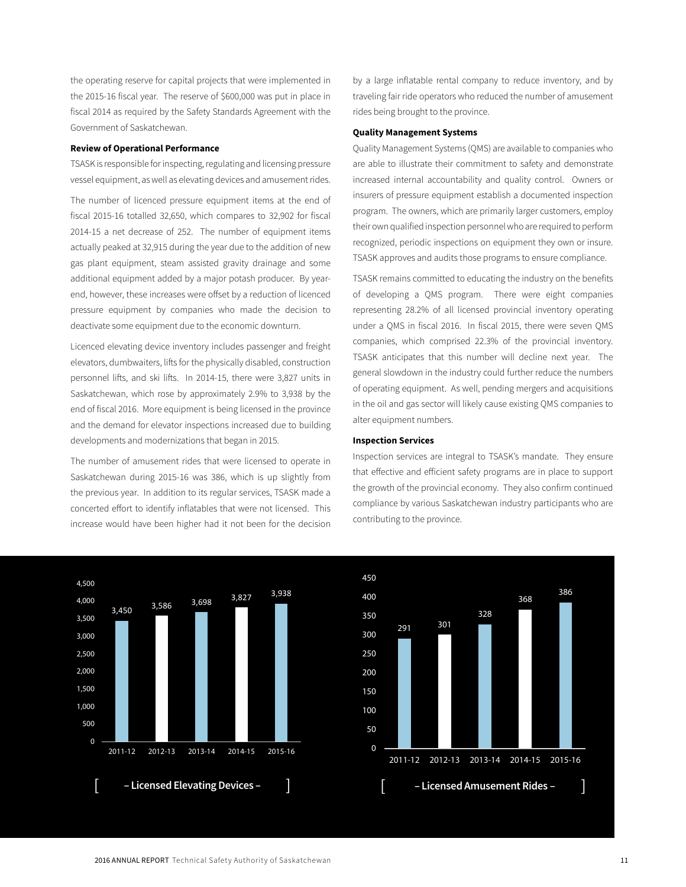the operating reserve for capital projects that were implemented in the 2015-16 fiscal year. The reserve of $600,000 was put in place in fiscal 2014 as required by the Safety Standards Agreement with the Government of Saskatchewan.

**Review of Operational Performance**

TSASK is responsible for inspecting, regulating and licensing pressure vessel equipment, as well as elevating devices and amusement rides.

The number of licenced pressure equipment items at the end of fiscal 2015-16 totalled 32,650, which compares to 32,902 for fiscal 2014-15 a net decrease of 252. The number of equipment items actually peaked at 32,915 during the year due to the addition of new gas plant equipment, steam assisted gravity drainage and some additional equipment added by a major potash producer. By year-end, however, these increases were offset by a reduction of licenced pressure equipment by companies who made the decision to deactivate some equipment due to the economic downturn.

Licenced elevating device inventory includes passenger and freight elevators, dumbwaiters, lifts for the physically disabled, construction personnel lifts, and ski lifts. In 2014-15, there were 3,827 units in Saskatchewan, which rose by approximately 2.9% to 3,938 by the end of fiscal 2016. More equipment is being licensed in the province and the demand for elevator inspections increased due to building developments and modernizations that began in 2015.

The number of amusement rides that were licensed to operate in Saskatchewan during 2015-16 was 386, which is up slightly from the previous year. In addition to its regular services, TSASK made a concerted effort to identify inflatables that were not licensed. This increase would have been higher had it not been for the decision by a large inflatable rental company to reduce inventory, and by traveling fair ride operators who reduced the number of amusement rides being brought to the province.

**Quality Management Systems**

Quality Management Systems (QMS) are available to companies who are able to illustrate their commitment to safety and demonstrate increased internal accountability and quality control. Owners or insurers of pressure equipment establish a documented inspection program. The owners, which are primarily larger customers, employ their own qualified inspection personnel who are required to perform recognized, periodic inspections on equipment they own or insure. TSASK approves and audits those programs to ensure compliance.

TSASK remains committed to educating the industry on the benefits of developing a QMS program. There were eight companies representing 28.2% of all licensed provincial inventory operating under a QMS in fiscal 2016. In fiscal 2015, there were seven QMS companies, which comprised 22.3% of the provincial inventory. TSASK anticipates that this number will decline next year. The general slowdown in the industry could further reduce the numbers of operating equipment. As well, pending mergers and acquisitions in the oil and gas sector will likely cause existing QMS companies to alter equipment numbers.

**Inspection Services**

Inspection services are integral to TSASK's mandate. They ensure that effective and efficient safety programs are in place to support the growth of the provincial economy. They also confirm continued compliance by various Saskatchewan industry participants who are contributing to the province.

| Year | Licensed Elevating Devices |
|---|---|
| 2011-12 | 3,450 |
| 2012-13 | 3,586 |
| 2013-14 | 3,698 |
| 2014-15 | 3,827 |
| 2015-16 | 3,938 |

[ – Licensed Elevating Devices – ]

| Year | Licensed Amusement Rides |
|---|---|
| 2011-12 | 291 |
| 2012-13 | 301 |
| 2013-14 | 328 |
| 2014-15 | 368 |
| 2015-16 | 386 |

[ – Licensed Amusement Rides – ]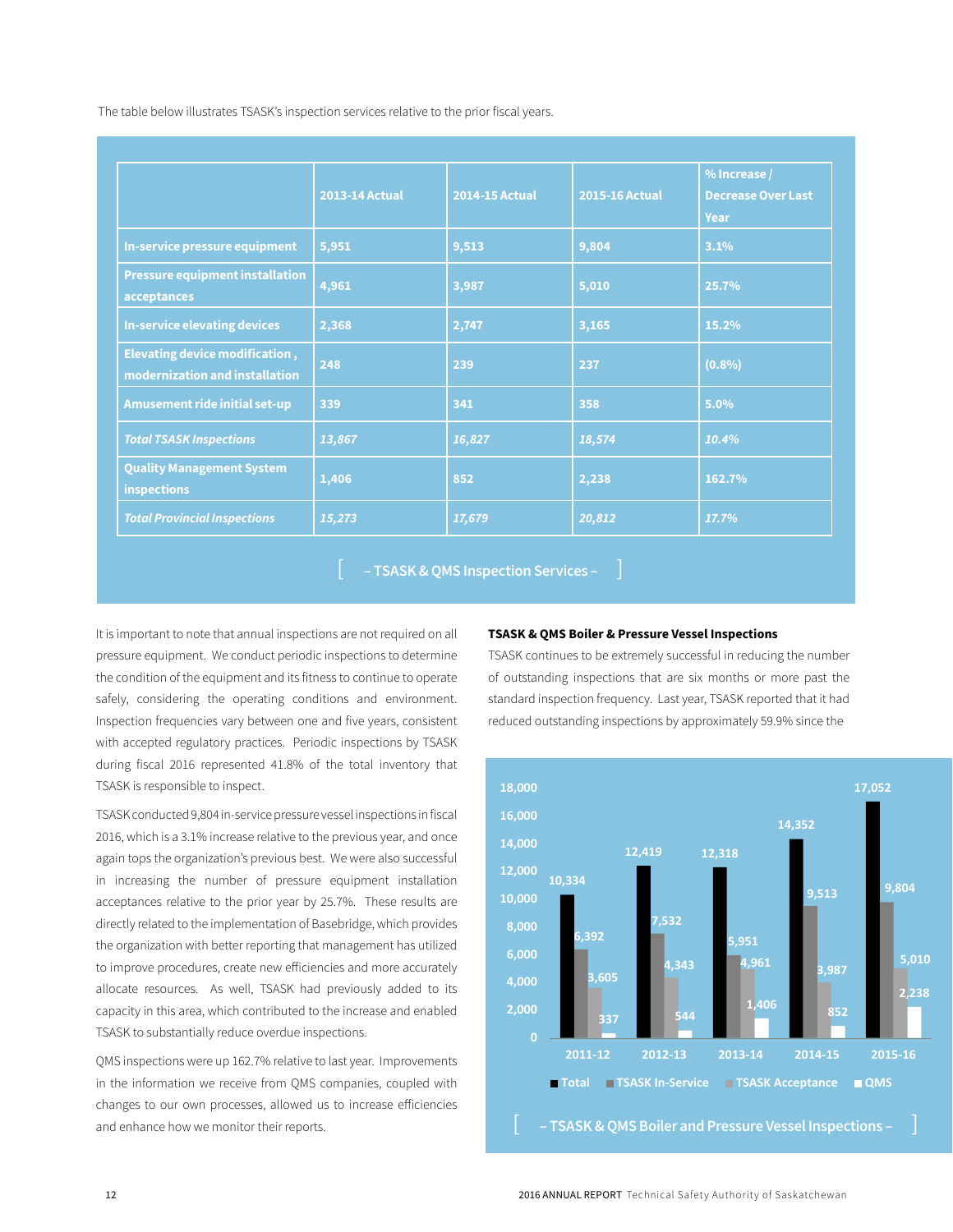The table below illustrates TSASK's inspection services relative to the prior fiscal years.

| | 2013-14 Actual | 2014-15 Actual | 2015-16 Actual | % Increase / Decrease Over Last Year |
|---|---|---|---|---|
| In-service pressure equipment | 5,951 | 9,513 | 9,804 | 3.1% |
| Pressure equipment installation acceptances | 4,961 | 3,987 | 5,010 | 25.7% |
| In-service elevating devices | 2,368 | 2,747 | 3,165 | 15.2% |
| Elevating device modification , modernization and installation | 248 | 239 | 237 | (0.8%) |
| Amusement ride initial set-up | 339 | 341 | 358 | 5.0% |
| *Total TSASK Inspections* | *13,867* | *16,827* | *18,574* | *10.4%* |
| Quality Management System inspections | 1,406 | 852 | 2,238 | 162.7% |
| *Total Provincial Inspections* | *15,273* | *17,679* | *20,812* | *17.7%* |

[ – TSASK & QMS Inspection Services – ]

It is important to note that annual inspections are not required on all pressure equipment. We conduct periodic inspections to determine the condition of the equipment and its fitness to continue to operate safely, considering the operating conditions and environment. Inspection frequencies vary between one and five years, consistent with accepted regulatory practices. Periodic inspections by TSASK during fiscal 2016 represented 41.8% of the total inventory that TSASK is responsible to inspect.

TSASK conducted 9,804 in-service pressure vessel inspections in fiscal 2016, which is a 3.1% increase relative to the previous year, and once again tops the organization's previous best. We were also successful in increasing the number of pressure equipment installation acceptances relative to the prior year by 25.7%. These results are directly related to the implementation of Basebridge, which provides the organization with better reporting that management has utilized to improve procedures, create new efficiencies and more accurately allocate resources. As well, TSASK had previously added to its capacity in this area, which contributed to the increase and enabled TSASK to substantially reduce overdue inspections.

QMS inspections were up 162.7% relative to last year. Improvements in the information we receive from QMS companies, coupled with changes to our own processes, allowed us to increase efficiencies and enhance how we monitor their reports.

**TSASK & QMS Boiler & Pressure Vessel Inspections**

TSASK continues to be extremely successful in reducing the number of outstanding inspections that are six months or more past the standard inspection frequency. Last year, TSASK reported that it had reduced outstanding inspections by approximately 59.9% since the

| | Total | TSASK In-Service | TSASK Acceptance | QMS |
|---|---|---|---|---|
| 2011-12 | 10,334 | 6,392 | 3,605 | 337 |
| 2012-13 | 12,419 | 7,532 | 4,343 | 544 |
| 2013-14 | 12,318 | 5,951 | 4,961 | 1,406 |
| 2014-15 | 14,352 | 9,513 | 3,987 | 852 |
| 2015-16 | 17,052 | 9,804 | 5,010 | 2,238 |

[ – TSASK & QMS Boiler and Pressure Vessel Inspections – ]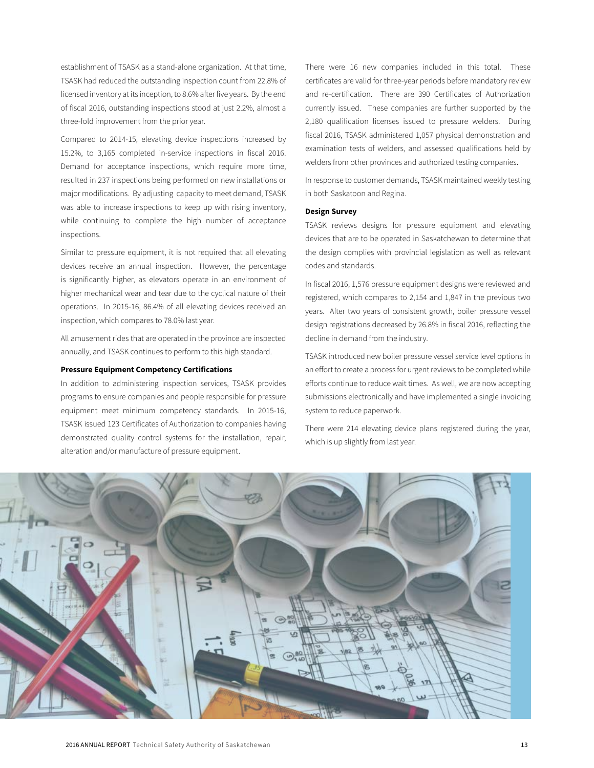establishment of TSASK as a stand-alone organization. At that time, TSASK had reduced the outstanding inspection count from 22.8% of licensed inventory at its inception, to 8.6% after five years. By the end of fiscal 2016, outstanding inspections stood at just 2.2%, almost a three-fold improvement from the prior year.

Compared to 2014-15, elevating device inspections increased by 15.2%, to 3,165 completed in-service inspections in fiscal 2016. Demand for acceptance inspections, which require more time, resulted in 237 inspections being performed on new installations or major modifications. By adjusting capacity to meet demand, TSASK was able to increase inspections to keep up with rising inventory, while continuing to complete the high number of acceptance inspections.

Similar to pressure equipment, it is not required that all elevating devices receive an annual inspection. However, the percentage is significantly higher, as elevators operate in an environment of higher mechanical wear and tear due to the cyclical nature of their operations. In 2015-16, 86.4% of all elevating devices received an inspection, which compares to 78.0% last year.

All amusement rides that are operated in the province are inspected annually, and TSASK continues to perform to this high standard.

**Pressure Equipment Competency Certifications**

In addition to administering inspection services, TSASK provides programs to ensure companies and people responsible for pressure equipment meet minimum competency standards. In 2015-16, TSASK issued 123 Certificates of Authorization to companies having demonstrated quality control systems for the installation, repair, alteration and/or manufacture of pressure equipment.

There were 16 new companies included in this total. These certificates are valid for three-year periods before mandatory review and re-certification. There are 390 Certificates of Authorization currently issued. These companies are further supported by the 2,180 qualification licenses issued to pressure welders. During fiscal 2016, TSASK administered 1,057 physical demonstration and examination tests of welders, and assessed qualifications held by welders from other provinces and authorized testing companies.

In response to customer demands, TSASK maintained weekly testing in both Saskatoon and Regina.

**Design Survey**

TSASK reviews designs for pressure equipment and elevating devices that are to be operated in Saskatchewan to determine that the design complies with provincial legislation as well as relevant codes and standards.

In fiscal 2016, 1,576 pressure equipment designs were reviewed and registered, which compares to 2,154 and 1,847 in the previous two years. After two years of consistent growth, boiler pressure vessel design registrations decreased by 26.8% in fiscal 2016, reflecting the decline in demand from the industry.

TSASK introduced new boiler pressure vessel service level options in an effort to create a process for urgent reviews to be completed while efforts continue to reduce wait times. As well, we are now accepting submissions electronically and have implemented a single invoicing system to reduce paperwork.

There were 214 elevating device plans registered during the year, which is up slightly from last year.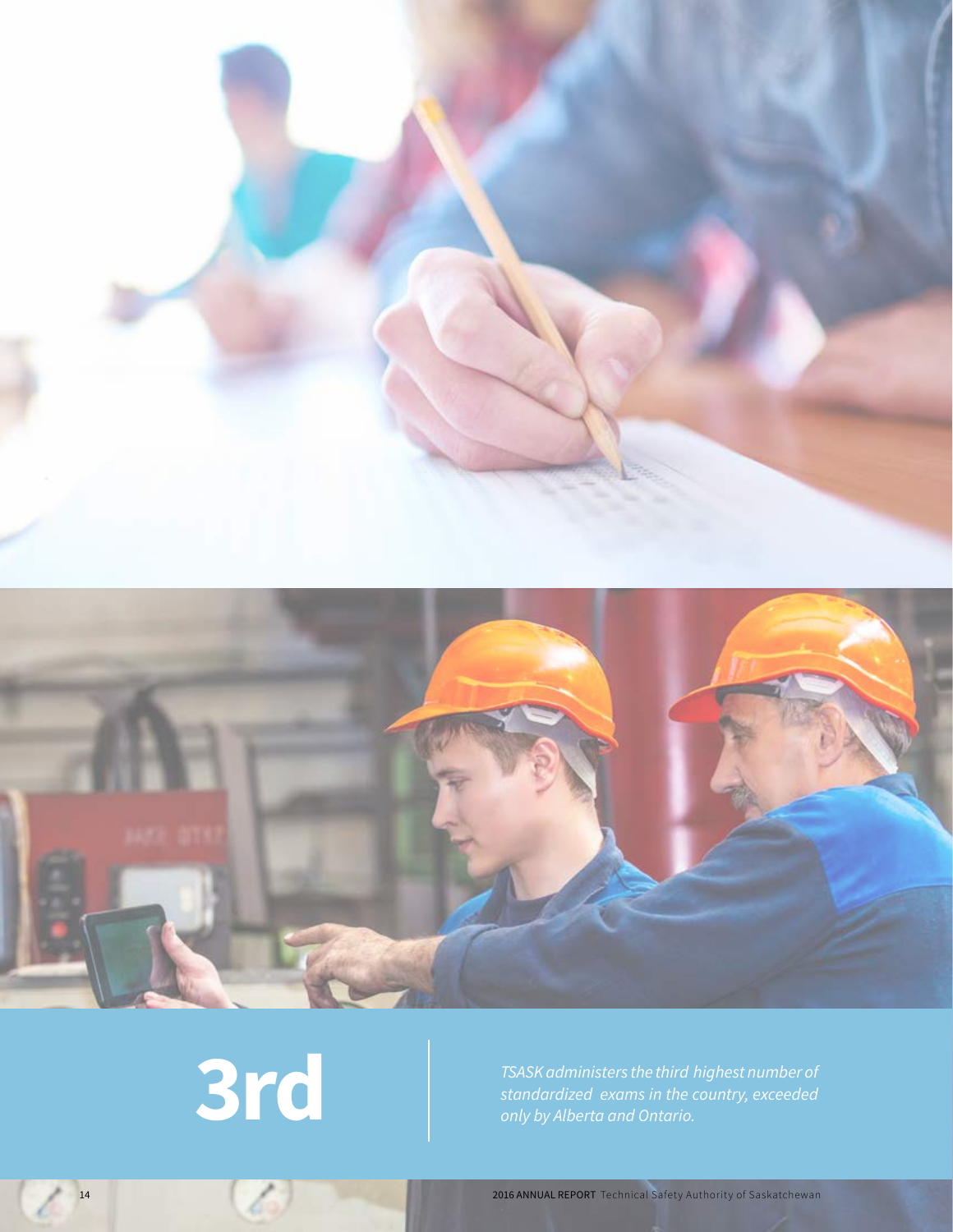**3rd**

*TSASK administers the third highest number of standardized exams in the country, exceeded only by Alberta and Ontario.*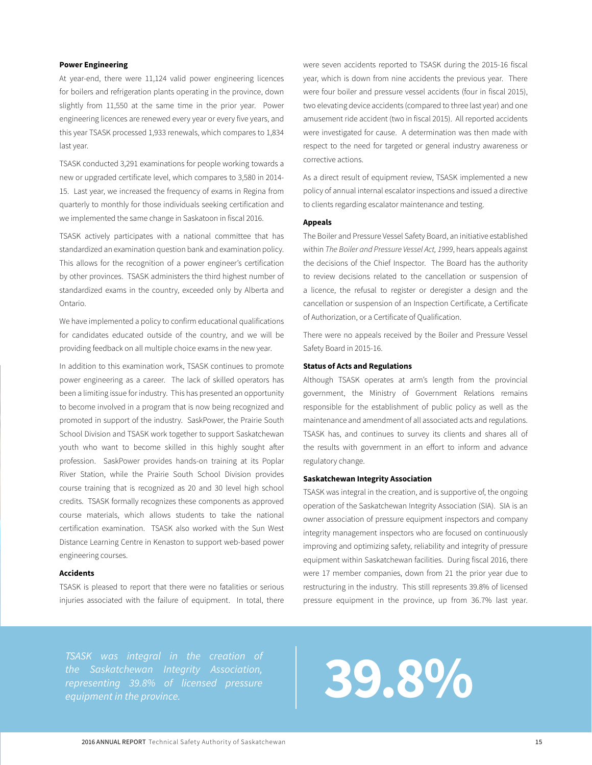**Power Engineering**

At year-end, there were 11,124 valid power engineering licences for boilers and refrigeration plants operating in the province, down slightly from 11,550 at the same time in the prior year. Power engineering licences are renewed every year or every five years, and this year TSASK processed 1,933 renewals, which compares to 1,834 last year.

TSASK conducted 3,291 examinations for people working towards a new or upgraded certificate level, which compares to 3,580 in 2014-15. Last year, we increased the frequency of exams in Regina from quarterly to monthly for those individuals seeking certification and we implemented the same change in Saskatoon in fiscal 2016.

TSASK actively participates with a national committee that has standardized an examination question bank and examination policy. This allows for the recognition of a power engineer's certification by other provinces. TSASK administers the third highest number of standardized exams in the country, exceeded only by Alberta and Ontario.

We have implemented a policy to confirm educational qualifications for candidates educated outside of the country, and we will be providing feedback on all multiple choice exams in the new year.

In addition to this examination work, TSASK continues to promote power engineering as a career. The lack of skilled operators has been a limiting issue for industry. This has presented an opportunity to become involved in a program that is now being recognized and promoted in support of the industry. SaskPower, the Prairie South School Division and TSASK work together to support Saskatchewan youth who want to become skilled in this highly sought after profession. SaskPower provides hands-on training at its Poplar River Station, while the Prairie South School Division provides course training that is recognized as 20 and 30 level high school credits. TSASK formally recognizes these components as approved course materials, which allows students to take the national certification examination. TSASK also worked with the Sun West Distance Learning Centre in Kenaston to support web-based power engineering courses.

**Accidents**

TSASK is pleased to report that there were no fatalities or serious injuries associated with the failure of equipment. In total, there were seven accidents reported to TSASK during the 2015-16 fiscal year, which is down from nine accidents the previous year. There were four boiler and pressure vessel accidents (four in fiscal 2015), two elevating device accidents (compared to three last year) and one amusement ride accident (two in fiscal 2015). All reported accidents were investigated for cause. A determination was then made with respect to the need for targeted or general industry awareness or corrective actions.

As a direct result of equipment review, TSASK implemented a new policy of annual internal escalator inspections and issued a directive to clients regarding escalator maintenance and testing.

**Appeals**

The Boiler and Pressure Vessel Safety Board, an initiative established within *The Boiler and Pressure Vessel Act, 1999*, hears appeals against the decisions of the Chief Inspector. The Board has the authority to review decisions related to the cancellation or suspension of a licence, the refusal to register or deregister a design and the cancellation or suspension of an Inspection Certificate, a Certificate of Authorization, or a Certificate of Qualification.

There were no appeals received by the Boiler and Pressure Vessel Safety Board in 2015-16.

**Status of Acts and Regulations**

Although TSASK operates at arm's length from the provincial government, the Ministry of Government Relations remains responsible for the establishment of public policy as well as the maintenance and amendment of all associated acts and regulations. TSASK has, and continues to survey its clients and shares all of the results with government in an effort to inform and advance regulatory change.

**Saskatchewan Integrity Association**

TSASK was integral in the creation, and is supportive of, the ongoing operation of the Saskatchewan Integrity Association (SIA). SIA is an owner association of pressure equipment inspectors and company integrity management inspectors who are focused on continuously improving and optimizing safety, reliability and integrity of pressure equipment within Saskatchewan facilities. During fiscal 2016, there were 17 member companies, down from 21 the prior year due to restructuring in the industry. This still represents 39.8% of licensed pressure equipment in the province, up from 36.7% last year.

*TSASK was integral in the creation of the Saskatchewan Integrity Association, representing 39.8% of licensed pressure equipment in the province.*

**39.8%**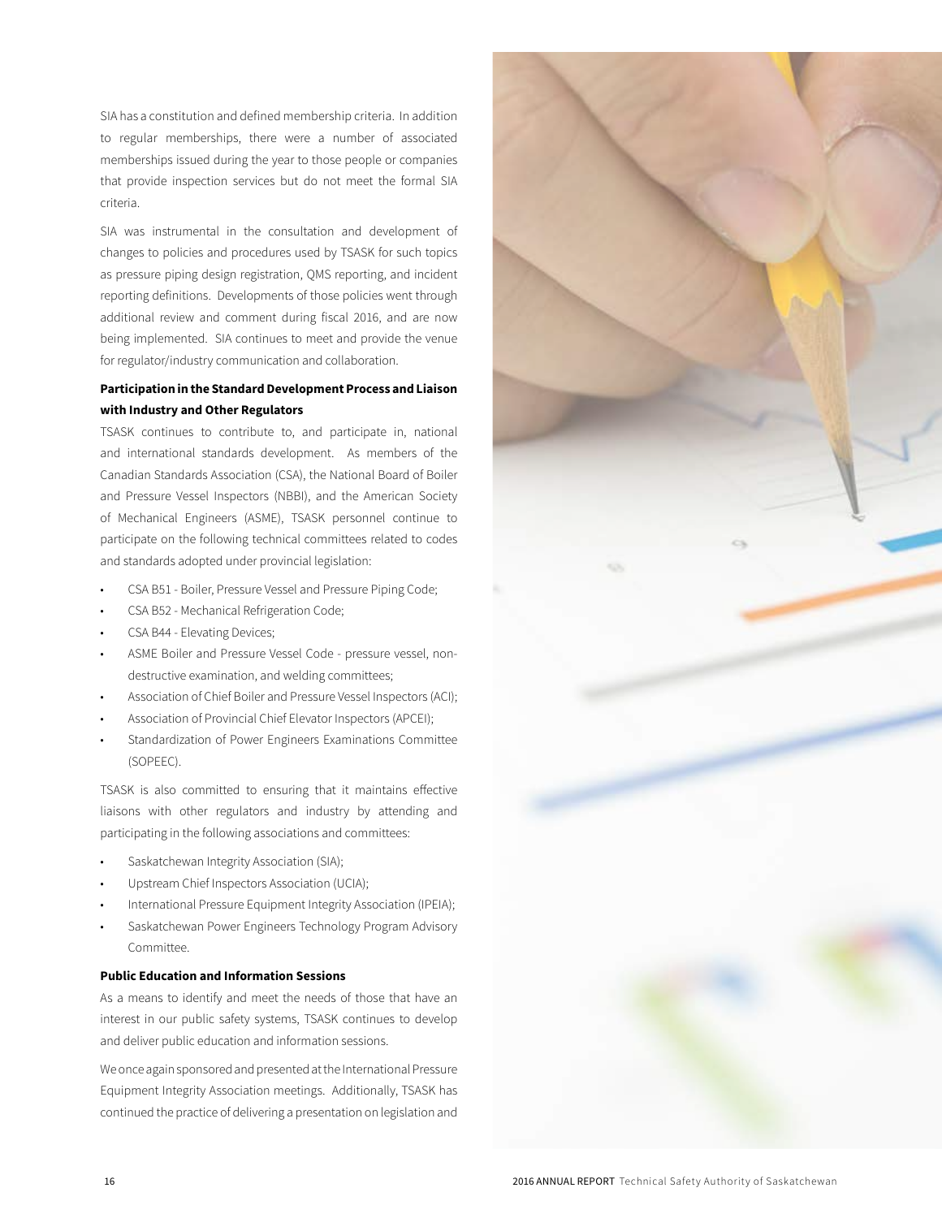SIA has a constitution and defined membership criteria. In addition to regular memberships, there were a number of associated memberships issued during the year to those people or companies that provide inspection services but do not meet the formal SIA criteria.

SIA was instrumental in the consultation and development of changes to policies and procedures used by TSASK for such topics as pressure piping design registration, QMS reporting, and incident reporting definitions. Developments of those policies went through additional review and comment during fiscal 2016, and are now being implemented. SIA continues to meet and provide the venue for regulator/industry communication and collaboration.

**Participation in the Standard Development Process and Liaison with Industry and Other Regulators**

TSASK continues to contribute to, and participate in, national and international standards development. As members of the Canadian Standards Association (CSA), the National Board of Boiler and Pressure Vessel Inspectors (NBBI), and the American Society of Mechanical Engineers (ASME), TSASK personnel continue to participate on the following technical committees related to codes and standards adopted under provincial legislation:

- CSA B51 - Boiler, Pressure Vessel and Pressure Piping Code;
- CSA B52 - Mechanical Refrigeration Code;
- CSA B44 - Elevating Devices;
- ASME Boiler and Pressure Vessel Code - pressure vessel, non-destructive examination, and welding committees;
- Association of Chief Boiler and Pressure Vessel Inspectors (ACI);
- Association of Provincial Chief Elevator Inspectors (APCEI);
- Standardization of Power Engineers Examinations Committee (SOPEEC).

TSASK is also committed to ensuring that it maintains effective liaisons with other regulators and industry by attending and participating in the following associations and committees:

- Saskatchewan Integrity Association (SIA);
- Upstream Chief Inspectors Association (UCIA);
- International Pressure Equipment Integrity Association (IPEIA);
- Saskatchewan Power Engineers Technology Program Advisory Committee.

**Public Education and Information Sessions**

As a means to identify and meet the needs of those that have an interest in our public safety systems, TSASK continues to develop and deliver public education and information sessions.

We once again sponsored and presented at the International Pressure Equipment Integrity Association meetings. Additionally, TSASK has continued the practice of delivering a presentation on legislation and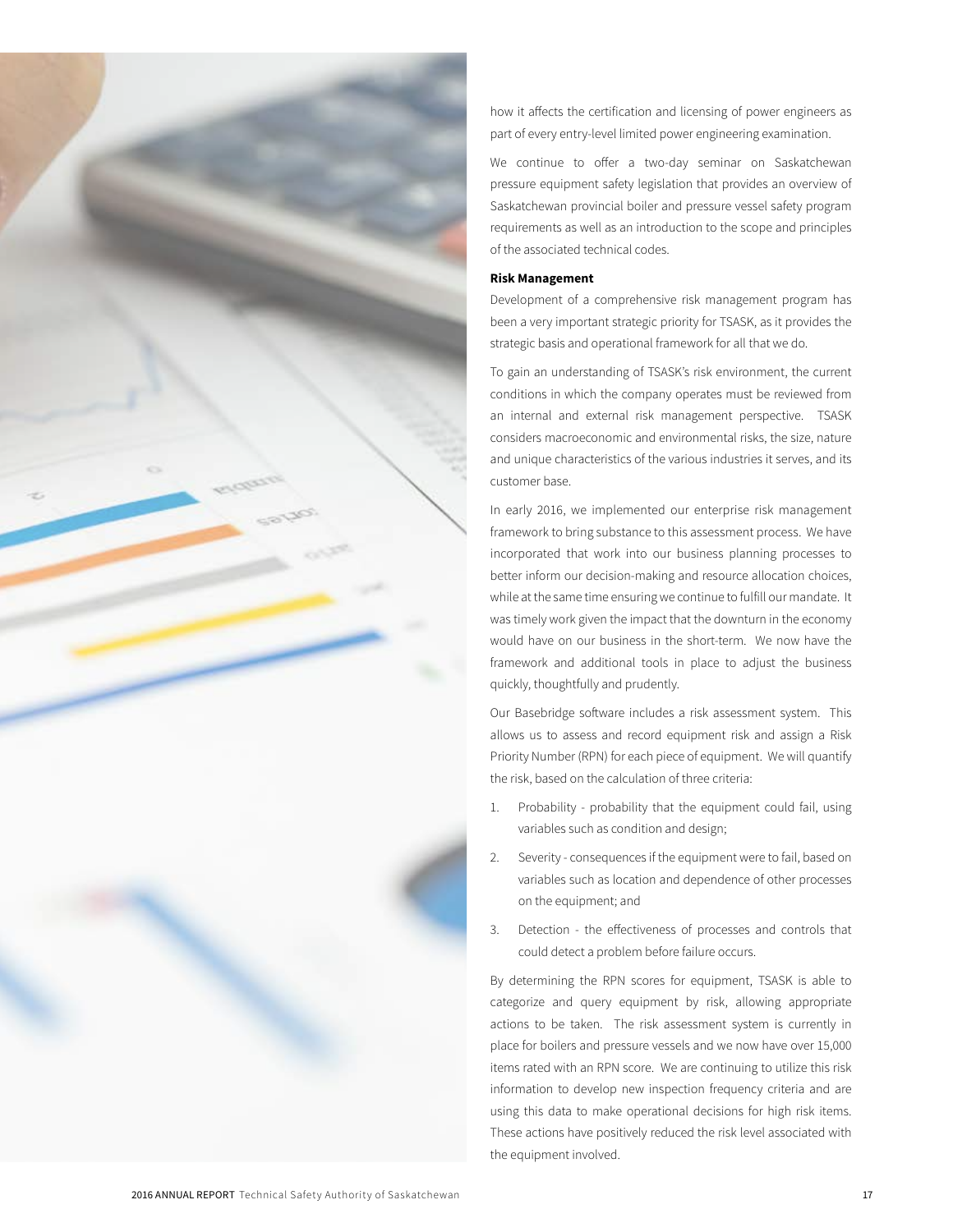how it affects the certification and licensing of power engineers as part of every entry-level limited power engineering examination.

We continue to offer a two-day seminar on Saskatchewan pressure equipment safety legislation that provides an overview of Saskatchewan provincial boiler and pressure vessel safety program requirements as well as an introduction to the scope and principles of the associated technical codes.

**Risk Management**

Development of a comprehensive risk management program has been a very important strategic priority for TSASK, as it provides the strategic basis and operational framework for all that we do.

To gain an understanding of TSASK's risk environment, the current conditions in which the company operates must be reviewed from an internal and external risk management perspective. TSASK considers macroeconomic and environmental risks, the size, nature and unique characteristics of the various industries it serves, and its customer base.

In early 2016, we implemented our enterprise risk management framework to bring substance to this assessment process. We have incorporated that work into our business planning processes to better inform our decision-making and resource allocation choices, while at the same time ensuring we continue to fulfill our mandate. It was timely work given the impact that the downturn in the economy would have on our business in the short-term. We now have the framework and additional tools in place to adjust the business quickly, thoughtfully and prudently.

Our Basebridge software includes a risk assessment system. This allows us to assess and record equipment risk and assign a Risk Priority Number (RPN) for each piece of equipment. We will quantify the risk, based on the calculation of three criteria:

1. Probability - probability that the equipment could fail, using variables such as condition and design;
2. Severity - consequences if the equipment were to fail, based on variables such as location and dependence of other processes on the equipment; and
3. Detection - the effectiveness of processes and controls that could detect a problem before failure occurs.

By determining the RPN scores for equipment, TSASK is able to categorize and query equipment by risk, allowing appropriate actions to be taken. The risk assessment system is currently in place for boilers and pressure vessels and we now have over 15,000 items rated with an RPN score. We are continuing to utilize this risk information to develop new inspection frequency criteria and are using this data to make operational decisions for high risk items. These actions have positively reduced the risk level associated with the equipment involved.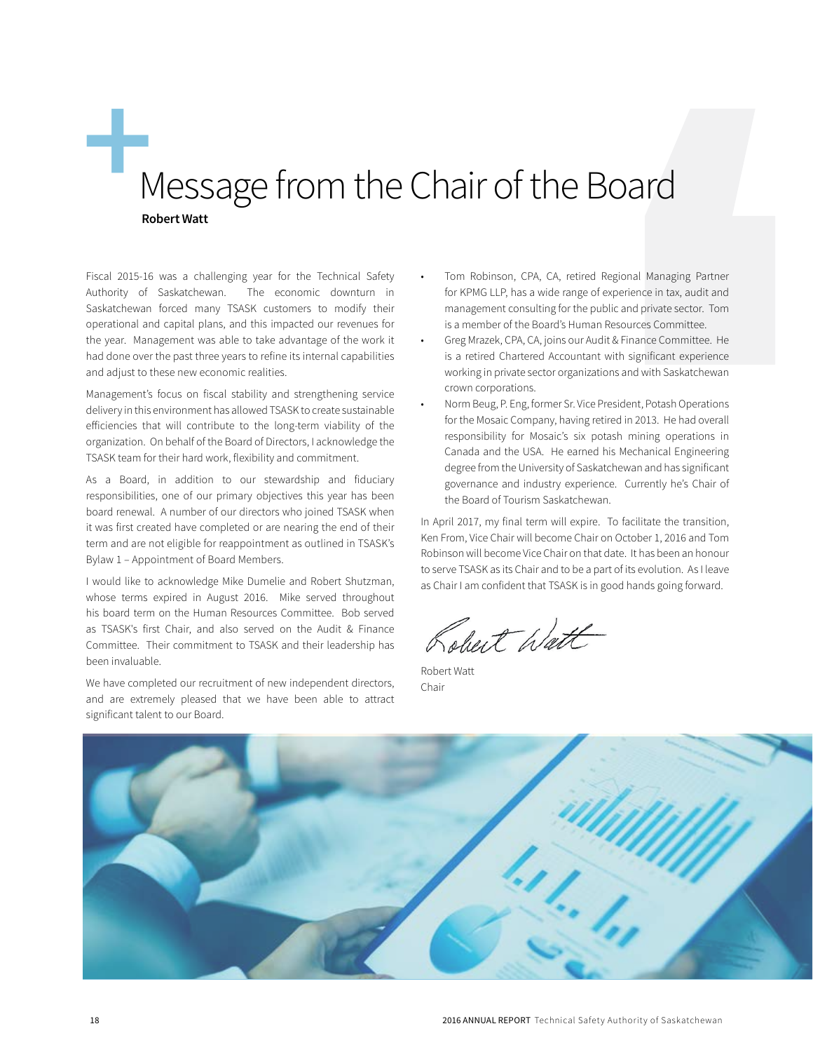# Message from the Chair of the Board

**Robert Watt**

Fiscal 2015-16 was a challenging year for the Technical Safety Authority of Saskatchewan. The economic downturn in Saskatchewan forced many TSASK customers to modify their operational and capital plans, and this impacted our revenues for the year. Management was able to take advantage of the work it had done over the past three years to refine its internal capabilities and adjust to these new economic realities.

Management's focus on fiscal stability and strengthening service delivery in this environment has allowed TSASK to create sustainable efficiencies that will contribute to the long-term viability of the organization. On behalf of the Board of Directors, I acknowledge the TSASK team for their hard work, flexibility and commitment.

As a Board, in addition to our stewardship and fiduciary responsibilities, one of our primary objectives this year has been board renewal. A number of our directors who joined TSASK when it was first created have completed or are nearing the end of their term and are not eligible for reappointment as outlined in TSASK's Bylaw 1 – Appointment of Board Members.

I would like to acknowledge Mike Dumelie and Robert Shutzman, whose terms expired in August 2016. Mike served throughout his board term on the Human Resources Committee. Bob served as TSASK's first Chair, and also served on the Audit & Finance Committee. Their commitment to TSASK and their leadership has been invaluable.

We have completed our recruitment of new independent directors, and are extremely pleased that we have been able to attract significant talent to our Board.

- Tom Robinson, CPA, CA, retired Regional Managing Partner for KPMG LLP, has a wide range of experience in tax, audit and management consulting for the public and private sector. Tom is a member of the Board's Human Resources Committee.
- Greg Mrazek, CPA, CA, joins our Audit & Finance Committee. He is a retired Chartered Accountant with significant experience working in private sector organizations and with Saskatchewan crown corporations.
- Norm Beug, P. Eng, former Sr. Vice President, Potash Operations for the Mosaic Company, having retired in 2013. He had overall responsibility for Mosaic's six potash mining operations in Canada and the USA. He earned his Mechanical Engineering degree from the University of Saskatchewan and has significant governance and industry experience. Currently he's Chair of the Board of Tourism Saskatchewan.

In April 2017, my final term will expire. To facilitate the transition, Ken From, Vice Chair will become Chair on October 1, 2016 and Tom Robinson will become Vice Chair on that date. It has been an honour to serve TSASK as its Chair and to be a part of its evolution. As I leave as Chair I am confident that TSASK is in good hands going forward.

Robert Watt
Chair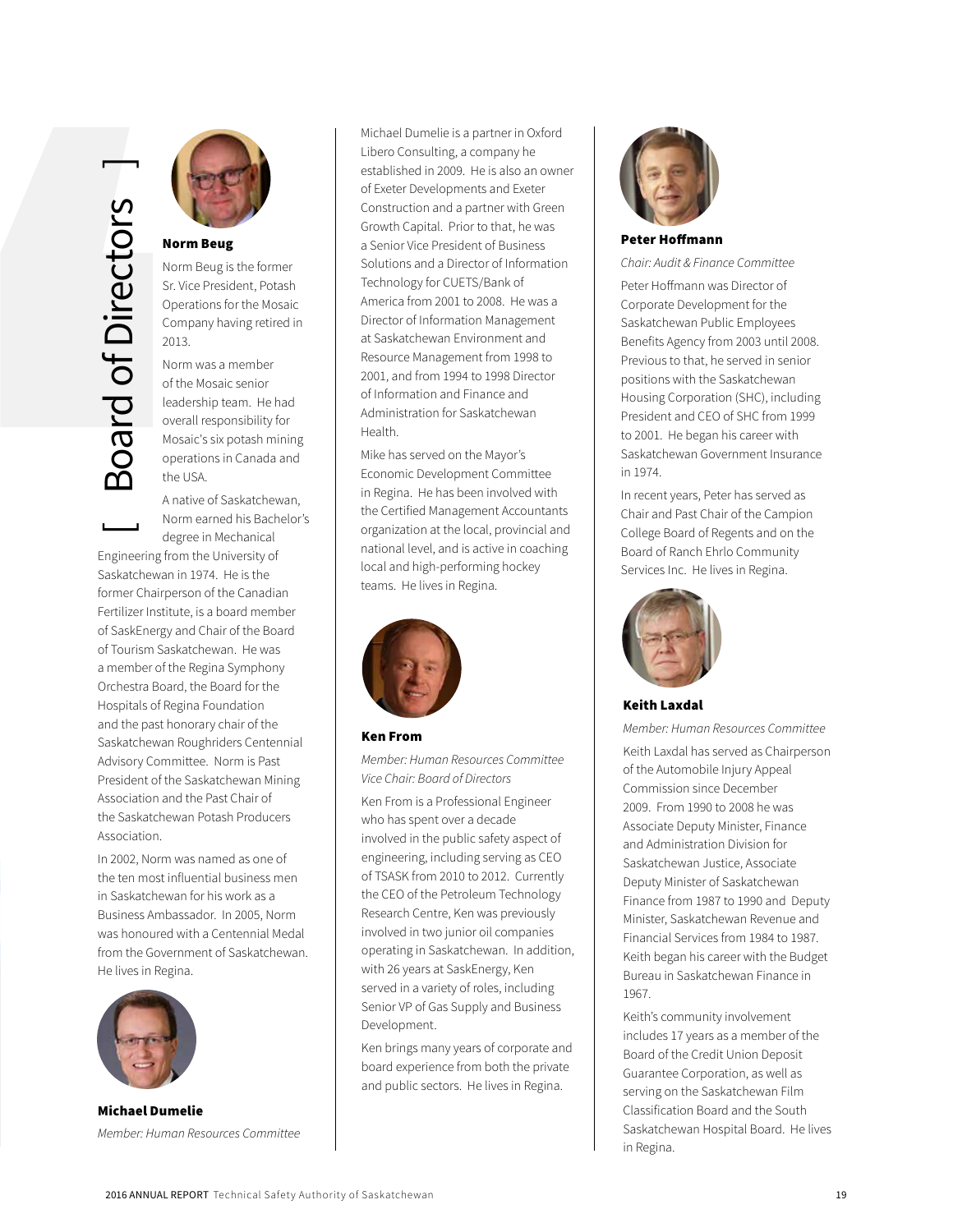# Board of Directors

### Norm Beug

Norm Beug is the former Sr. Vice President, Potash Operations for the Mosaic Company having retired in 2013.

Norm was a member of the Mosaic senior leadership team. He had overall responsibility for Mosaic's six potash mining operations in Canada and the USA.

A native of Saskatchewan, Norm earned his Bachelor's degree in Mechanical Engineering from the University of Saskatchewan in 1974. He is the former Chairperson of the Canadian Fertilizer Institute, is a board member of SaskEnergy and Chair of the Board of Tourism Saskatchewan. He was a member of the Regina Symphony Orchestra Board, the Board for the Hospitals of Regina Foundation and the past honorary chair of the Saskatchewan Roughriders Centennial Advisory Committee. Norm is Past President of the Saskatchewan Mining Association and the Past Chair of the Saskatchewan Potash Producers Association.

In 2002, Norm was named as one of the ten most influential business men in Saskatchewan for his work as a Business Ambassador. In 2005, Norm was honoured with a Centennial Medal from the Government of Saskatchewan. He lives in Regina.

### Michael Dumelie

*Member: Human Resources Committee*

Michael Dumelie is a partner in Oxford Libero Consulting, a company he established in 2009. He is also an owner of Exeter Developments and Exeter Construction and a partner with Green Growth Capital. Prior to that, he was a Senior Vice President of Business Solutions and a Director of Information Technology for CUETS/Bank of America from 2001 to 2008. He was a Director of Information Management at Saskatchewan Environment and Resource Management from 1998 to 2001, and from 1994 to 1998 Director of Information and Finance and Administration for Saskatchewan Health.

Mike has served on the Mayor's Economic Development Committee in Regina. He has been involved with the Certified Management Accountants organization at the local, provincial and national level, and is active in coaching local and high-performing hockey teams. He lives in Regina.

### Ken From

*Member: Human Resources Committee*
*Vice Chair: Board of Directors*

Ken From is a Professional Engineer who has spent over a decade involved in the public safety aspect of engineering, including serving as CEO of TSASK from 2010 to 2012. Currently the CEO of the Petroleum Technology Research Centre, Ken was previously involved in two junior oil companies operating in Saskatchewan. In addition, with 26 years at SaskEnergy, Ken served in a variety of roles, including Senior VP of Gas Supply and Business Development.

Ken brings many years of corporate and board experience from both the private and public sectors. He lives in Regina.

### Peter Hoffmann

*Chair: Audit & Finance Committee*

Peter Hoffmann was Director of Corporate Development for the Saskatchewan Public Employees Benefits Agency from 2003 until 2008. Previous to that, he served in senior positions with the Saskatchewan Housing Corporation (SHC), including President and CEO of SHC from 1999 to 2001. He began his career with Saskatchewan Government Insurance in 1974.

In recent years, Peter has served as Chair and Past Chair of the Campion College Board of Regents and on the Board of Ranch Ehrlo Community Services Inc. He lives in Regina.

### Keith Laxdal

*Member: Human Resources Committee*

Keith Laxdal has served as Chairperson of the Automobile Injury Appeal Commission since December 2009. From 1990 to 2008 he was Associate Deputy Minister, Finance and Administration Division for Saskatchewan Justice, Associate Deputy Minister of Saskatchewan Finance from 1987 to 1990 and Deputy Minister, Saskatchewan Revenue and Financial Services from 1984 to 1987. Keith began his career with the Budget Bureau in Saskatchewan Finance in 1967.

Keith's community involvement includes 17 years as a member of the Board of the Credit Union Deposit Guarantee Corporation, as well as serving on the Saskatchewan Film Classification Board and the South Saskatchewan Hospital Board. He lives in Regina.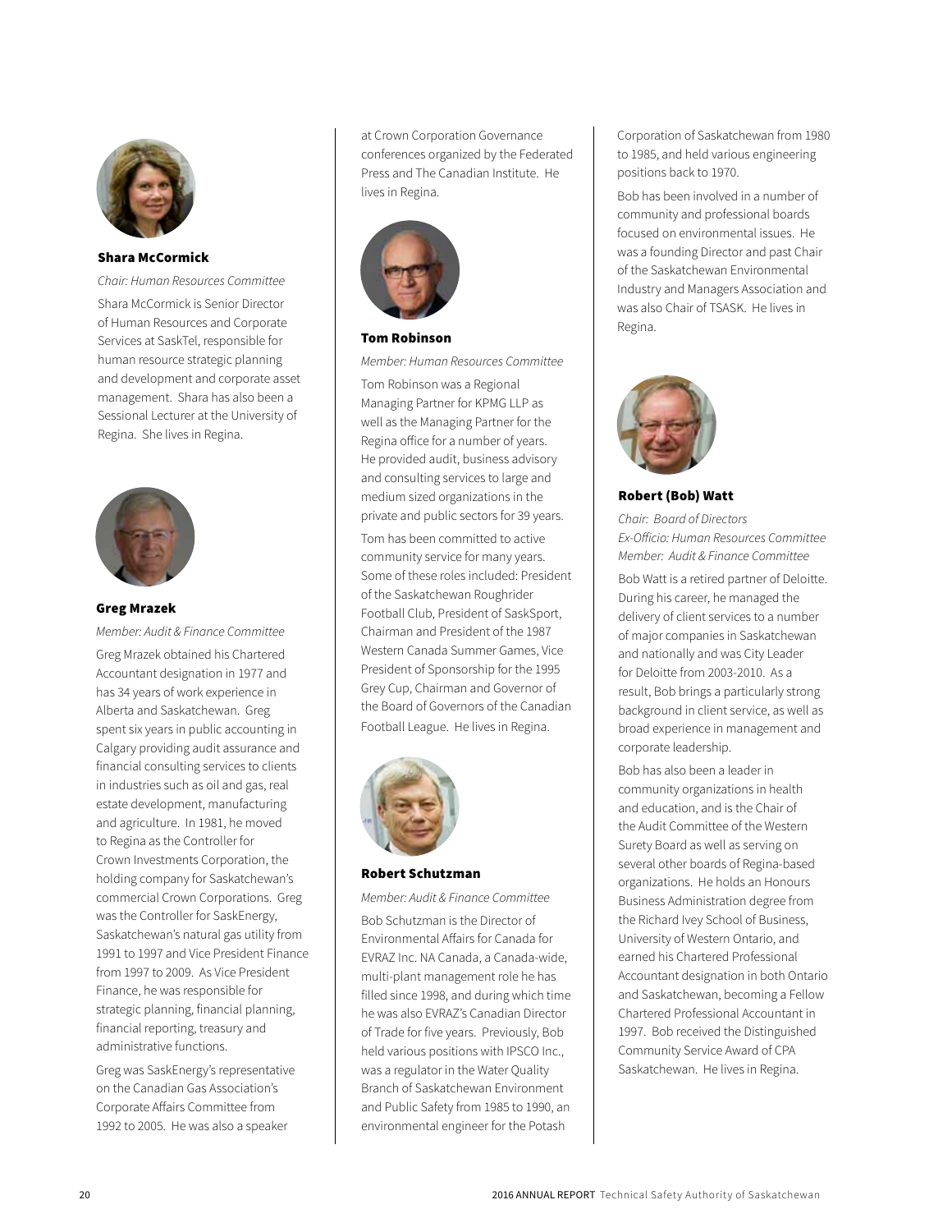### Shara McCormick

*Chair: Human Resources Committee*

Shara McCormick is Senior Director of Human Resources and Corporate Services at SaskTel, responsible for human resource strategic planning and development and corporate asset management. Shara has also been a Sessional Lecturer at the University of Regina. She lives in Regina.

### Greg Mrazek

*Member: Audit & Finance Committee*

Greg Mrazek obtained his Chartered Accountant designation in 1977 and has 34 years of work experience in Alberta and Saskatchewan. Greg spent six years in public accounting in Calgary providing audit assurance and financial consulting services to clients in industries such as oil and gas, real estate development, manufacturing and agriculture. In 1981, he moved to Regina as the Controller for Crown Investments Corporation, the holding company for Saskatchewan's commercial Crown Corporations. Greg was the Controller for SaskEnergy, Saskatchewan's natural gas utility from 1991 to 1997 and Vice President Finance from 1997 to 2009. As Vice President Finance, he was responsible for strategic planning, financial planning, financial reporting, treasury and administrative functions.

Greg was SaskEnergy's representative on the Canadian Gas Association's Corporate Affairs Committee from 1992 to 2005. He was also a speaker at Crown Corporation Governance conferences organized by the Federated Press and The Canadian Institute. He lives in Regina.

### Tom Robinson

*Member: Human Resources Committee*

Tom Robinson was a Regional Managing Partner for KPMG LLP as well as the Managing Partner for the Regina office for a number of years. He provided audit, business advisory and consulting services to large and medium sized organizations in the private and public sectors for 39 years.

Tom has been committed to active community service for many years. Some of these roles included: President of the Saskatchewan Roughrider Football Club, President of SaskSport, Chairman and President of the 1987 Western Canada Summer Games, Vice President of Sponsorship for the 1995 Grey Cup, Chairman and Governor of the Board of Governors of the Canadian Football League. He lives in Regina.

### Robert Schutzman

*Member: Audit & Finance Committee*

Bob Schutzman is the Director of Environmental Affairs for Canada for EVRAZ Inc. NA Canada, a Canada-wide, multi-plant management role he has filled since 1998, and during which time he was also EVRAZ's Canadian Director of Trade for five years. Previously, Bob held various positions with IPSCO Inc., was a regulator in the Water Quality Branch of Saskatchewan Environment and Public Safety from 1985 to 1990, an environmental engineer for the Potash Corporation of Saskatchewan from 1980 to 1985, and held various engineering positions back to 1970.

Bob has been involved in a number of community and professional boards focused on environmental issues. He was a founding Director and past Chair of the Saskatchewan Environmental Industry and Managers Association and was also Chair of TSASK. He lives in Regina.

### Robert (Bob) Watt

*Chair: Board of Directors*
*Ex-Officio: Human Resources Committee*
*Member: Audit & Finance Committee*

Bob Watt is a retired partner of Deloitte. During his career, he managed the delivery of client services to a number of major companies in Saskatchewan and nationally and was City Leader for Deloitte from 2003-2010. As a result, Bob brings a particularly strong background in client service, as well as broad experience in management and corporate leadership.

Bob has also been a leader in community organizations in health and education, and is the Chair of the Audit Committee of the Western Surety Board as well as serving on several other boards of Regina-based organizations. He holds an Honours Business Administration degree from the Richard Ivey School of Business, University of Western Ontario, and earned his Chartered Professional Accountant designation in both Ontario and Saskatchewan, becoming a Fellow Chartered Professional Accountant in 1997. Bob received the Distinguished Community Service Award of CPA Saskatchewan. He lives in Regina.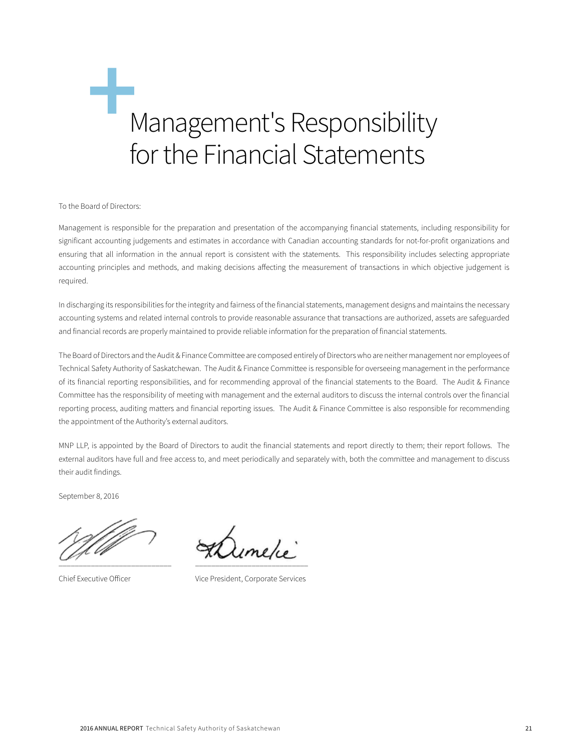# Management's Responsibility for the Financial Statements

To the Board of Directors:

Management is responsible for the preparation and presentation of the accompanying financial statements, including responsibility for significant accounting judgements and estimates in accordance with Canadian accounting standards for not-for-profit organizations and ensuring that all information in the annual report is consistent with the statements. This responsibility includes selecting appropriate accounting principles and methods, and making decisions affecting the measurement of transactions in which objective judgement is required.

In discharging its responsibilities for the integrity and fairness of the financial statements, management designs and maintains the necessary accounting systems and related internal controls to provide reasonable assurance that transactions are authorized, assets are safeguarded and financial records are properly maintained to provide reliable information for the preparation of financial statements.

The Board of Directors and the Audit & Finance Committee are composed entirely of Directors who are neither management nor employees of Technical Safety Authority of Saskatchewan. The Audit & Finance Committee is responsible for overseeing management in the performance of its financial reporting responsibilities, and for recommending approval of the financial statements to the Board. The Audit & Finance Committee has the responsibility of meeting with management and the external auditors to discuss the internal controls over the financial reporting process, auditing matters and financial reporting issues. The Audit & Finance Committee is also responsible for recommending the appointment of the Authority's external auditors.

MNP LLP, is appointed by the Board of Directors to audit the financial statements and report directly to them; their report follows. The external auditors have full and free access to, and meet periodically and separately with, both the committee and management to discuss their audit findings.

September 8, 2016

\_\_\_\_\_\_\_\_\_\_\_\_\_\_\_\_\_\_\_\_\_\_\_\_\_\_\_\_ \_\_\_\_\_\_\_\_\_\_\_\_\_\_\_\_\_\_\_\_\_\_\_\_\_\_\_\_

Chief Executive Officer Vice President, Corporate Services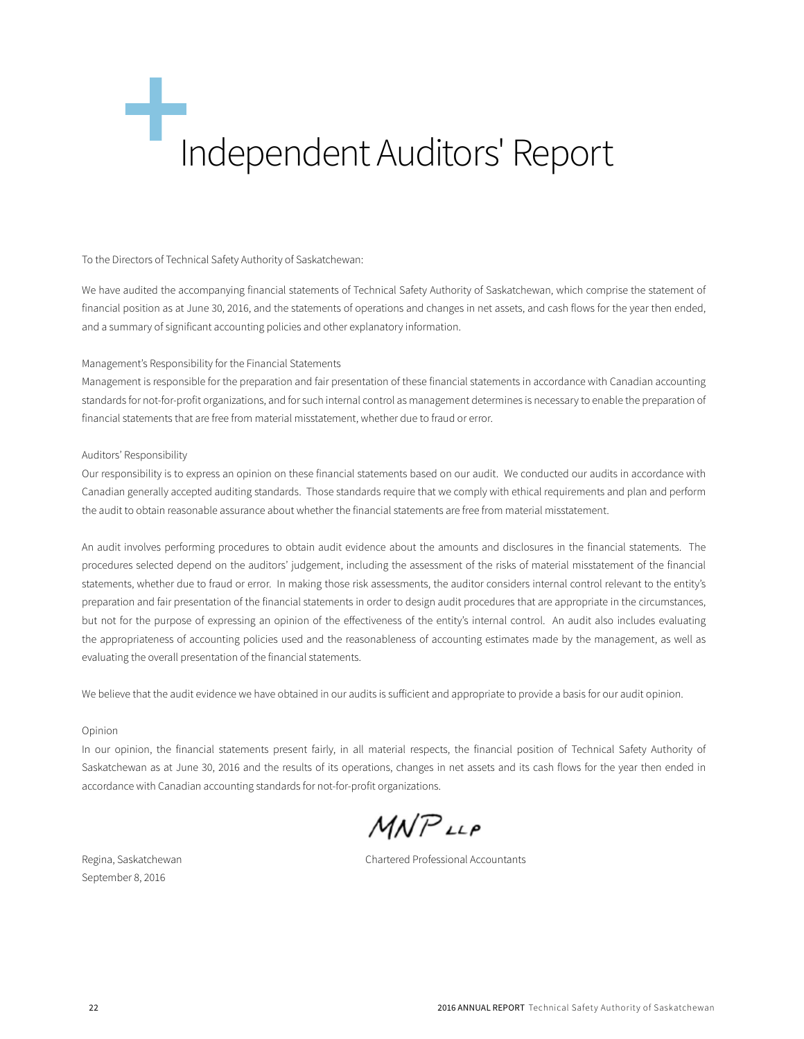# Independent Auditors' Report

To the Directors of Technical Safety Authority of Saskatchewan:

We have audited the accompanying financial statements of Technical Safety Authority of Saskatchewan, which comprise the statement of financial position as at June 30, 2016, and the statements of operations and changes in net assets, and cash flows for the year then ended, and a summary of significant accounting policies and other explanatory information.

Management's Responsibility for the Financial Statements

Management is responsible for the preparation and fair presentation of these financial statements in accordance with Canadian accounting standards for not-for-profit organizations, and for such internal control as management determines is necessary to enable the preparation of financial statements that are free from material misstatement, whether due to fraud or error.

Auditors' Responsibility

Our responsibility is to express an opinion on these financial statements based on our audit. We conducted our audits in accordance with Canadian generally accepted auditing standards. Those standards require that we comply with ethical requirements and plan and perform the audit to obtain reasonable assurance about whether the financial statements are free from material misstatement.

An audit involves performing procedures to obtain audit evidence about the amounts and disclosures in the financial statements. The procedures selected depend on the auditors' judgement, including the assessment of the risks of material misstatement of the financial statements, whether due to fraud or error. In making those risk assessments, the auditor considers internal control relevant to the entity's preparation and fair presentation of the financial statements in order to design audit procedures that are appropriate in the circumstances, but not for the purpose of expressing an opinion of the effectiveness of the entity's internal control. An audit also includes evaluating the appropriateness of accounting policies used and the reasonableness of accounting estimates made by the management, as well as evaluating the overall presentation of the financial statements.

We believe that the audit evidence we have obtained in our audits is sufficient and appropriate to provide a basis for our audit opinion.

Opinion

In our opinion, the financial statements present fairly, in all material respects, the financial position of Technical Safety Authority of Saskatchewan as at June 30, 2016 and the results of its operations, changes in net assets and its cash flows for the year then ended in accordance with Canadian accounting standards for not-for-profit organizations.

MNP LLP

Regina, Saskatchewan
September 8, 2016

Chartered Professional Accountants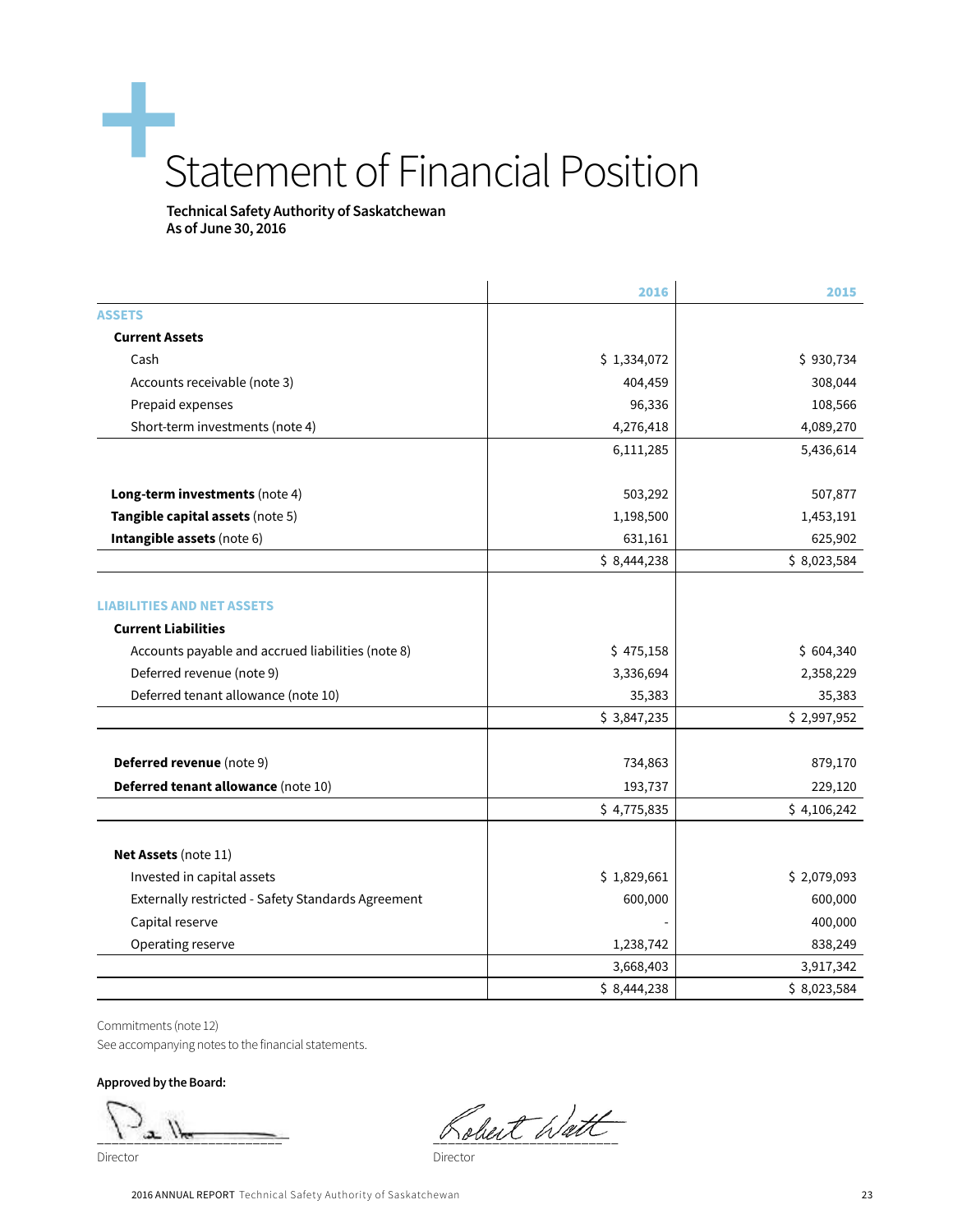# Statement of Financial Position

**Technical Safety Authority of Saskatchewan**
**As of June 30, 2016**

| | 2016 | 2015 |
|---|---|---|
| **ASSETS** | | |
| **Current Assets** | | |
| Cash | $ 1,334,072 | $ 930,734 |
| Accounts receivable (note 3) | 404,459 | 308,044 |
| Prepaid expenses | 96,336 | 108,566 |
| Short-term investments (note 4) | 4,276,418 | 4,089,270 |
| | 6,111,285 | 5,436,614 |
| **Long-term investments** (note 4) | 503,292 | 507,877 |
| **Tangible capital assets** (note 5) | 1,198,500 | 1,453,191 |
| **Intangible assets** (note 6) | 631,161 | 625,902 |
| | $ 8,444,238 | $ 8,023,584 |
| **LIABILITIES AND NET ASSETS** | | |
| **Current Liabilities** | | |
| Accounts payable and accrued liabilities (note 8) | $ 475,158 | $ 604,340 |
| Deferred revenue (note 9) | 3,336,694 | 2,358,229 |
| Deferred tenant allowance (note 10) | 35,383 | 35,383 |
| | $ 3,847,235 | $ 2,997,952 |
| **Deferred revenue** (note 9) | 734,863 | 879,170 |
| **Deferred tenant allowance** (note 10) | 193,737 | 229,120 |
| | $ 4,775,835 | $ 4,106,242 |
| **Net Assets** (note 11) | | |
| Invested in capital assets | $ 1,829,661 | $ 2,079,093 |
| Externally restricted - Safety Standards Agreement | 600,000 | 600,000 |
| Capital reserve | - | 400,000 |
| Operating reserve | 1,238,742 | 838,249 |
| | 3,668,403 | 3,917,342 |
| | $ 8,444,238 | $ 8,023,584 |

Commitments (note 12)

See accompanying notes to the financial statements.

**Approved by the Board:**

Director

Director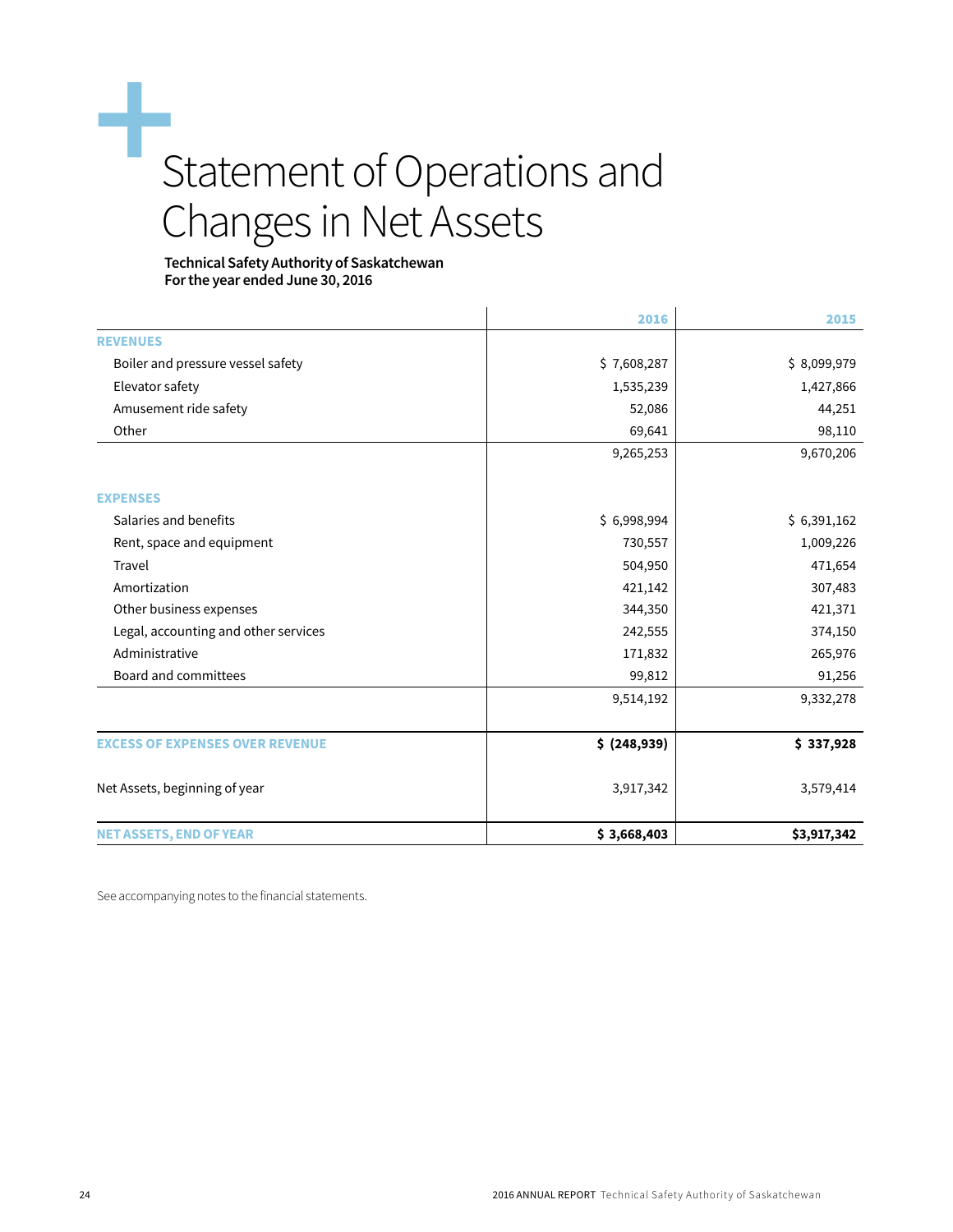# Statement of Operations and Changes in Net Assets

**Technical Safety Authority of Saskatchewan**
**For the year ended June 30, 2016**

| | 2016 | 2015 |
|---|---|---|
| **REVENUES** | | |
| Boiler and pressure vessel safety | $ 7,608,287 | $ 8,099,979 |
| Elevator safety | 1,535,239 | 1,427,866 |
| Amusement ride safety | 52,086 | 44,251 |
| Other | 69,641 | 98,110 |
| | 9,265,253 | 9,670,206 |
| **EXPENSES** | | |
| Salaries and benefits | $ 6,998,994 | $ 6,391,162 |
| Rent, space and equipment | 730,557 | 1,009,226 |
| Travel | 504,950 | 471,654 |
| Amortization | 421,142 | 307,483 |
| Other business expenses | 344,350 | 421,371 |
| Legal, accounting and other services | 242,555 | 374,150 |
| Administrative | 171,832 | 265,976 |
| Board and committees | 99,812 | 91,256 |
| | 9,514,192 | 9,332,278 |
| **EXCESS OF EXPENSES OVER REVENUE** | **$ (248,939)** | **$ 337,928** |
| Net Assets, beginning of year | 3,917,342 | 3,579,414 |
| **NET ASSETS, END OF YEAR** | **$ 3,668,403** | **$3,917,342** |

See accompanying notes to the financial statements.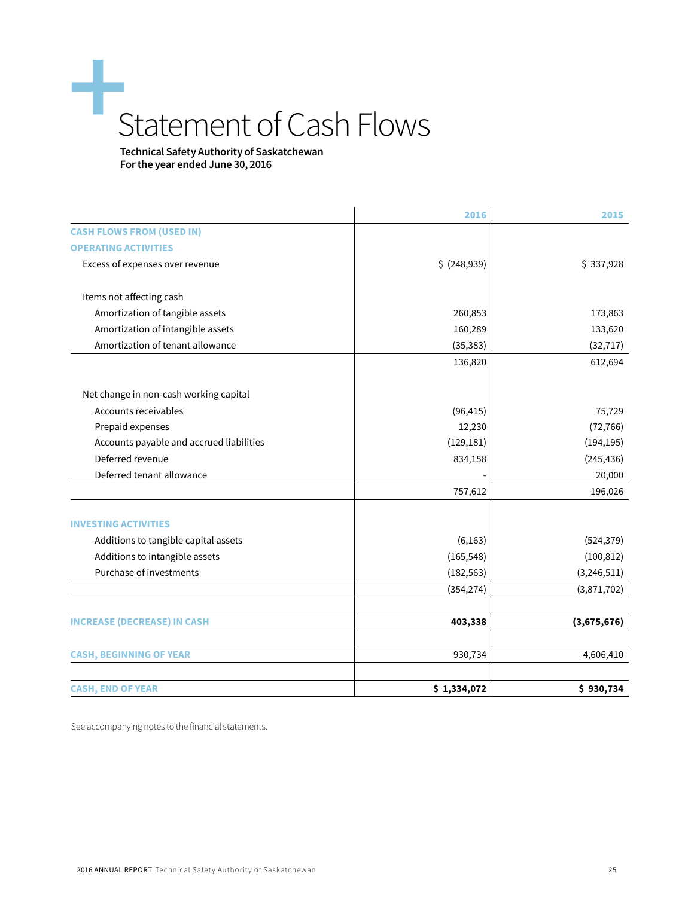# Statement of Cash Flows

**Technical Safety Authority of Saskatchewan**
**For the year ended June 30, 2016**

| | 2016 | 2015 |
|---|---|---|
| **CASH FLOWS FROM (USED IN)** | | |
| **OPERATING ACTIVITIES** | | |
| Excess of expenses over revenue | $ (248,939) | $ 337,928 |
| | | |
| Items not affecting cash | | |
| Amortization of tangible assets | 260,853 | 173,863 |
| Amortization of intangible assets | 160,289 | 133,620 |
| Amortization of tenant allowance | (35,383) | (32,717) |
| | 136,820 | 612,694 |
| | | |
| Net change in non-cash working capital | | |
| Accounts receivables | (96,415) | 75,729 |
| Prepaid expenses | 12,230 | (72,766) |
| Accounts payable and accrued liabilities | (129,181) | (194,195) |
| Deferred revenue | 834,158 | (245,436) |
| Deferred tenant allowance | - | 20,000 |
| | 757,612 | 196,026 |
| | | |
| **INVESTING ACTIVITIES** | | |
| Additions to tangible capital assets | (6,163) | (524,379) |
| Additions to intangible assets | (165,548) | (100,812) |
| Purchase of investments | (182,563) | (3,246,511) |
| | (354,274) | (3,871,702) |
| | | |
| **INCREASE (DECREASE) IN CASH** | **403,338** | **(3,675,676)** |
| | | |
| **CASH, BEGINNING OF YEAR** | 930,734 | 4,606,410 |
| | | |
| **CASH, END OF YEAR** | **$ 1,334,072** | **$ 930,734** |

See accompanying notes to the financial statements.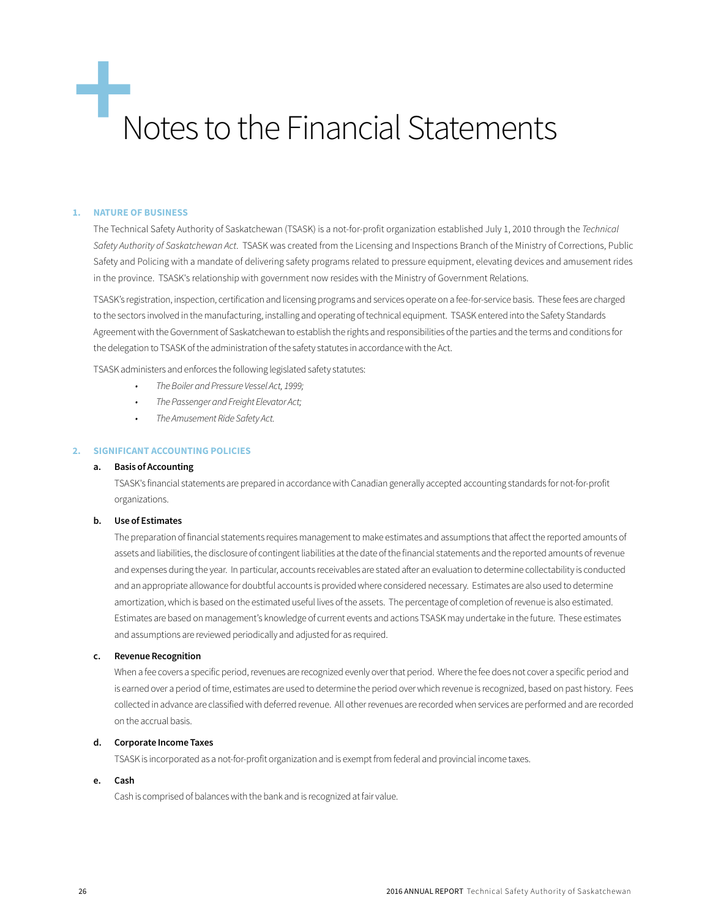# Notes to the Financial Statements

## 1. NATURE OF BUSINESS

The Technical Safety Authority of Saskatchewan (TSASK) is a not-for-profit organization established July 1, 2010 through the *Technical Safety Authority of Saskatchewan Act*. TSASK was created from the Licensing and Inspections Branch of the Ministry of Corrections, Public Safety and Policing with a mandate of delivering safety programs related to pressure equipment, elevating devices and amusement rides in the province. TSASK's relationship with government now resides with the Ministry of Government Relations.

TSASK's registration, inspection, certification and licensing programs and services operate on a fee-for-service basis. These fees are charged to the sectors involved in the manufacturing, installing and operating of technical equipment. TSASK entered into the Safety Standards Agreement with the Government of Saskatchewan to establish the rights and responsibilities of the parties and the terms and conditions for the delegation to TSASK of the administration of the safety statutes in accordance with the Act.

TSASK administers and enforces the following legislated safety statutes:

- *The Boiler and Pressure Vessel Act, 1999;*
- *The Passenger and Freight Elevator Act;*
- *The Amusement Ride Safety Act.*

## 2. SIGNIFICANT ACCOUNTING POLICIES

### a. Basis of Accounting

TSASK's financial statements are prepared in accordance with Canadian generally accepted accounting standards for not-for-profit organizations.

### b. Use of Estimates

The preparation of financial statements requires management to make estimates and assumptions that affect the reported amounts of assets and liabilities, the disclosure of contingent liabilities at the date of the financial statements and the reported amounts of revenue and expenses during the year. In particular, accounts receivables are stated after an evaluation to determine collectability is conducted and an appropriate allowance for doubtful accounts is provided where considered necessary. Estimates are also used to determine amortization, which is based on the estimated useful lives of the assets. The percentage of completion of revenue is also estimated. Estimates are based on management's knowledge of current events and actions TSASK may undertake in the future. These estimates and assumptions are reviewed periodically and adjusted for as required.

### c. Revenue Recognition

When a fee covers a specific period, revenues are recognized evenly over that period. Where the fee does not cover a specific period and is earned over a period of time, estimates are used to determine the period over which revenue is recognized, based on past history. Fees collected in advance are classified with deferred revenue. All other revenues are recorded when services are performed and are recorded on the accrual basis.

### d. Corporate Income Taxes

TSASK is incorporated as a not-for-profit organization and is exempt from federal and provincial income taxes.

### e. Cash

Cash is comprised of balances with the bank and is recognized at fair value.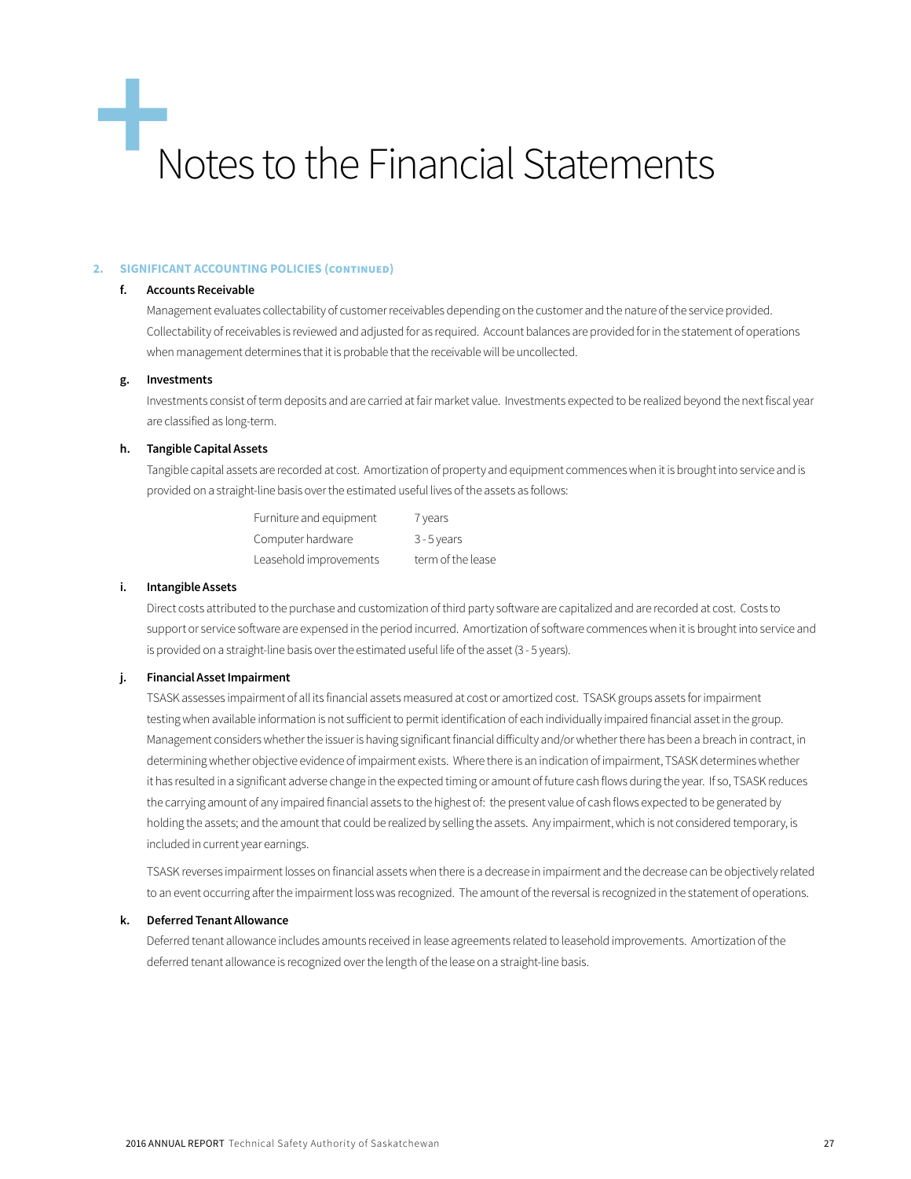# Notes to the Financial Statements

## 2. SIGNIFICANT ACCOUNTING POLICIES (CONTINUED)

### f. Accounts Receivable

Management evaluates collectability of customer receivables depending on the customer and the nature of the service provided. Collectability of receivables is reviewed and adjusted for as required. Account balances are provided for in the statement of operations when management determines that it is probable that the receivable will be uncollected.

### g. Investments

Investments consist of term deposits and are carried at fair market value. Investments expected to be realized beyond the next fiscal year are classified as long-term.

### h. Tangible Capital Assets

Tangible capital assets are recorded at cost. Amortization of property and equipment commences when it is brought into service and is provided on a straight-line basis over the estimated useful lives of the assets as follows:

| | |
|---|---|
| Furniture and equipment | 7 years |
| Computer hardware | 3 - 5 years |
| Leasehold improvements | term of the lease |

### i. Intangible Assets

Direct costs attributed to the purchase and customization of third party software are capitalized and are recorded at cost. Costs to support or service software are expensed in the period incurred. Amortization of software commences when it is brought into service and is provided on a straight-line basis over the estimated useful life of the asset (3 - 5 years).

### j. Financial Asset Impairment

TSASK assesses impairment of all its financial assets measured at cost or amortized cost. TSASK groups assets for impairment testing when available information is not sufficient to permit identification of each individually impaired financial asset in the group. Management considers whether the issuer is having significant financial difficulty and/or whether there has been a breach in contract, in determining whether objective evidence of impairment exists. Where there is an indication of impairment, TSASK determines whether it has resulted in a significant adverse change in the expected timing or amount of future cash flows during the year. If so, TSASK reduces the carrying amount of any impaired financial assets to the highest of: the present value of cash flows expected to be generated by holding the assets; and the amount that could be realized by selling the assets. Any impairment, which is not considered temporary, is included in current year earnings.

TSASK reverses impairment losses on financial assets when there is a decrease in impairment and the decrease can be objectively related to an event occurring after the impairment loss was recognized. The amount of the reversal is recognized in the statement of operations.

### k. Deferred Tenant Allowance

Deferred tenant allowance includes amounts received in lease agreements related to leasehold improvements. Amortization of the deferred tenant allowance is recognized over the length of the lease on a straight-line basis.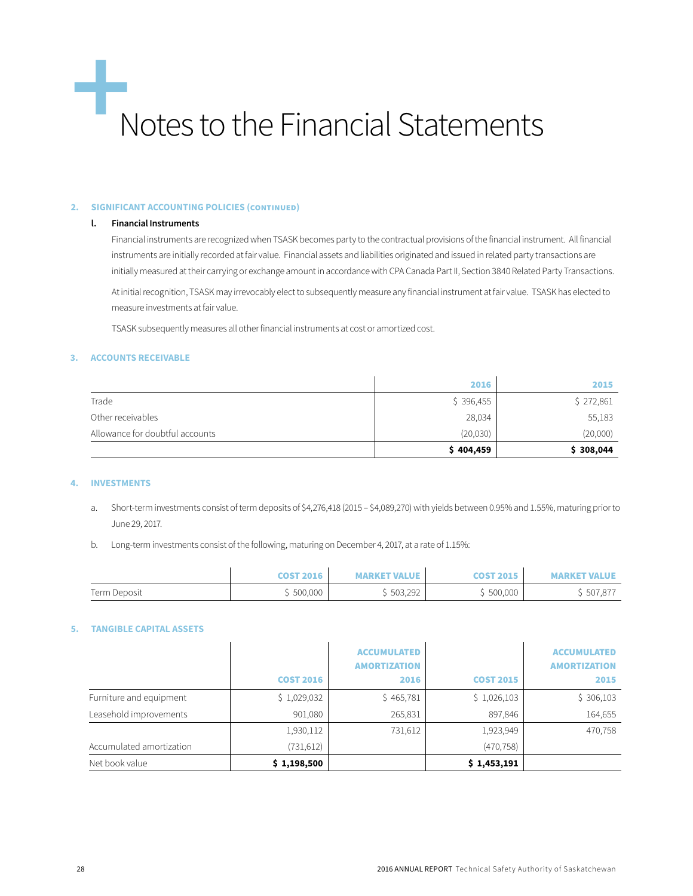# Notes to the Financial Statements

## 2. SIGNIFICANT ACCOUNTING POLICIES (CONTINUED)

### l. Financial Instruments

Financial instruments are recognized when TSASK becomes party to the contractual provisions of the financial instrument. All financial instruments are initially recorded at fair value. Financial assets and liabilities originated and issued in related party transactions are initially measured at their carrying or exchange amount in accordance with CPA Canada Part II, Section 3840 Related Party Transactions.

At initial recognition, TSASK may irrevocably elect to subsequently measure any financial instrument at fair value. TSASK has elected to measure investments at fair value.

TSASK subsequently measures all other financial instruments at cost or amortized cost.

## 3. ACCOUNTS RECEIVABLE

| | 2016 | 2015 |
|---|---|---|
| Trade | $ 396,455 | $ 272,861 |
| Other receivables | 28,034 | 55,183 |
| Allowance for doubtful accounts | (20,030) | (20,000) |
| | **$ 404,459** | **$ 308,044** |

## 4. INVESTMENTS

a. Short-term investments consist of term deposits of $4,276,418 (2015 – $4,089,270) with yields between 0.95% and 1.55%, maturing prior to June 29, 2017.

b. Long-term investments consist of the following, maturing on December 4, 2017, at a rate of 1.15%:

| | COST 2016 | MARKET VALUE | COST 2015 | MARKET VALUE |
|---|---|---|---|---|
| Term Deposit | $ 500,000 | $ 503,292 | $ 500,000 | $ 507,877 |

## 5. TANGIBLE CAPITAL ASSETS

| | COST 2016 | ACCUMULATED AMORTIZATION 2016 | COST 2015 | ACCUMULATED AMORTIZATION 2015 |
|---|---|---|---|---|
| Furniture and equipment | $ 1,029,032 | $ 465,781 | $ 1,026,103 | $ 306,103 |
| Leasehold improvements | 901,080 | 265,831 | 897,846 | 164,655 |
| | 1,930,112 | 731,612 | 1,923,949 | 470,758 |
| Accumulated amortization | (731,612) | | (470,758) | |
| Net book value | **$ 1,198,500** | | **$ 1,453,191** | |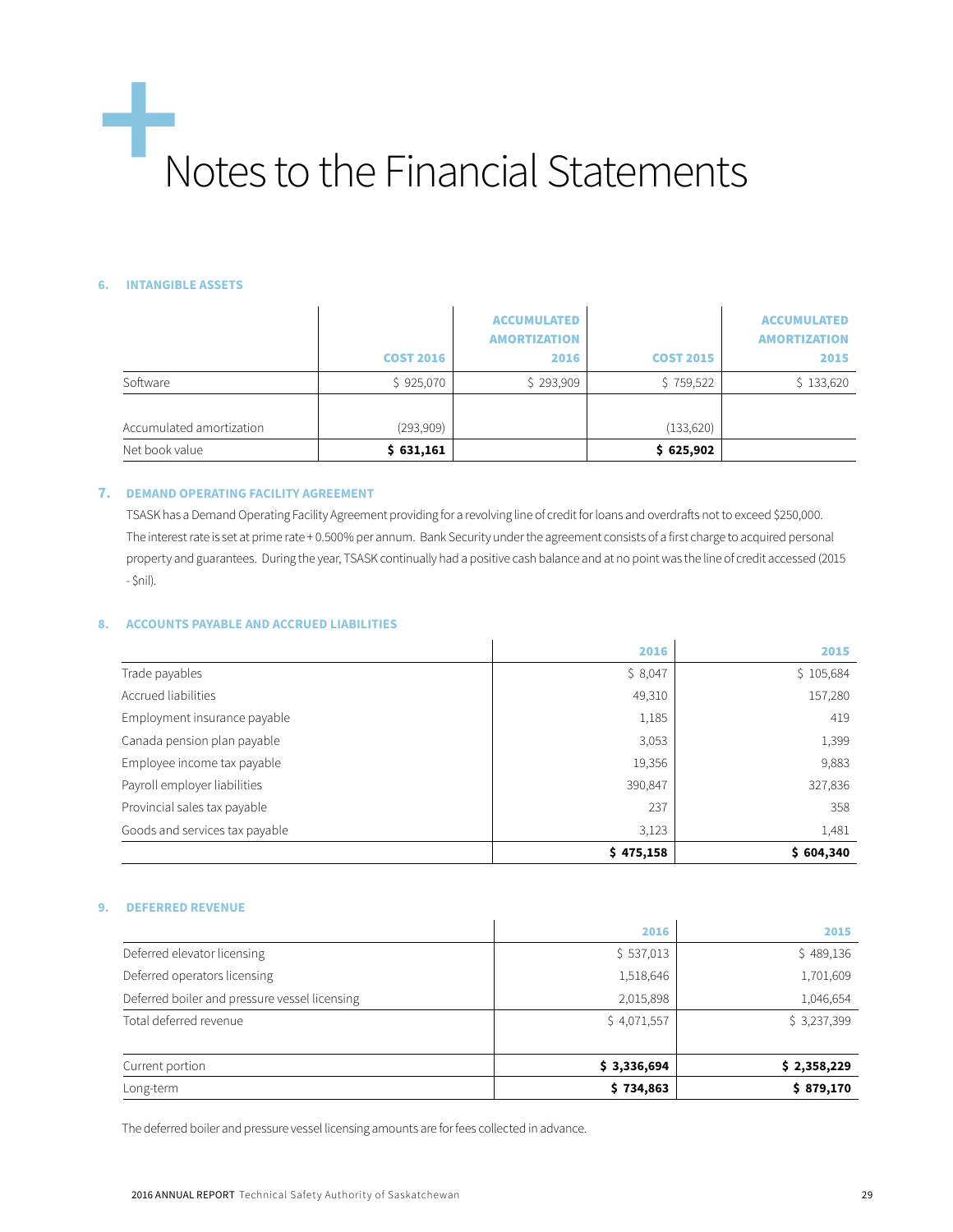# Notes to the Financial Statements

### 6. INTANGIBLE ASSETS

| | COST 2016 | ACCUMULATED AMORTIZATION 2016 | COST 2015 | ACCUMULATED AMORTIZATION 2015 |
|---|---|---|---|---|
| Software | $ 925,070 | $ 293,909 | $ 759,522 | $ 133,620 |
| Accumulated amortization | (293,909) | | (133,620) | |
| Net book value | **$ 631,161** | | **$ 625,902** | |

### 7. DEMAND OPERATING FACILITY AGREEMENT

TSASK has a Demand Operating Facility Agreement providing for a revolving line of credit for loans and overdrafts not to exceed $250,000. The interest rate is set at prime rate + 0.500% per annum. Bank Security under the agreement consists of a first charge to acquired personal property and guarantees. During the year, TSASK continually had a positive cash balance and at no point was the line of credit accessed (2015 - $nil).

### 8. ACCOUNTS PAYABLE AND ACCRUED LIABILITIES

| | 2016 | 2015 |
|---|---|---|
| Trade payables | $ 8,047 | $ 105,684 |
| Accrued liabilities | 49,310 | 157,280 |
| Employment insurance payable | 1,185 | 419 |
| Canada pension plan payable | 3,053 | 1,399 |
| Employee income tax payable | 19,356 | 9,883 |
| Payroll employer liabilities | 390,847 | 327,836 |
| Provincial sales tax payable | 237 | 358 |
| Goods and services tax payable | 3,123 | 1,481 |
| | **$ 475,158** | **$ 604,340** |

### 9. DEFERRED REVENUE

| | 2016 | 2015 |
|---|---|---|
| Deferred elevator licensing | $ 537,013 | $ 489,136 |
| Deferred operators licensing | 1,518,646 | 1,701,609 |
| Deferred boiler and pressure vessel licensing | 2,015,898 | 1,046,654 |
| Total deferred revenue | $ 4,071,557 | $ 3,237,399 |
| Current portion | **$ 3,336,694** | **$ 2,358,229** |
| Long-term | **$ 734,863** | **$ 879,170** |

The deferred boiler and pressure vessel licensing amounts are for fees collected in advance.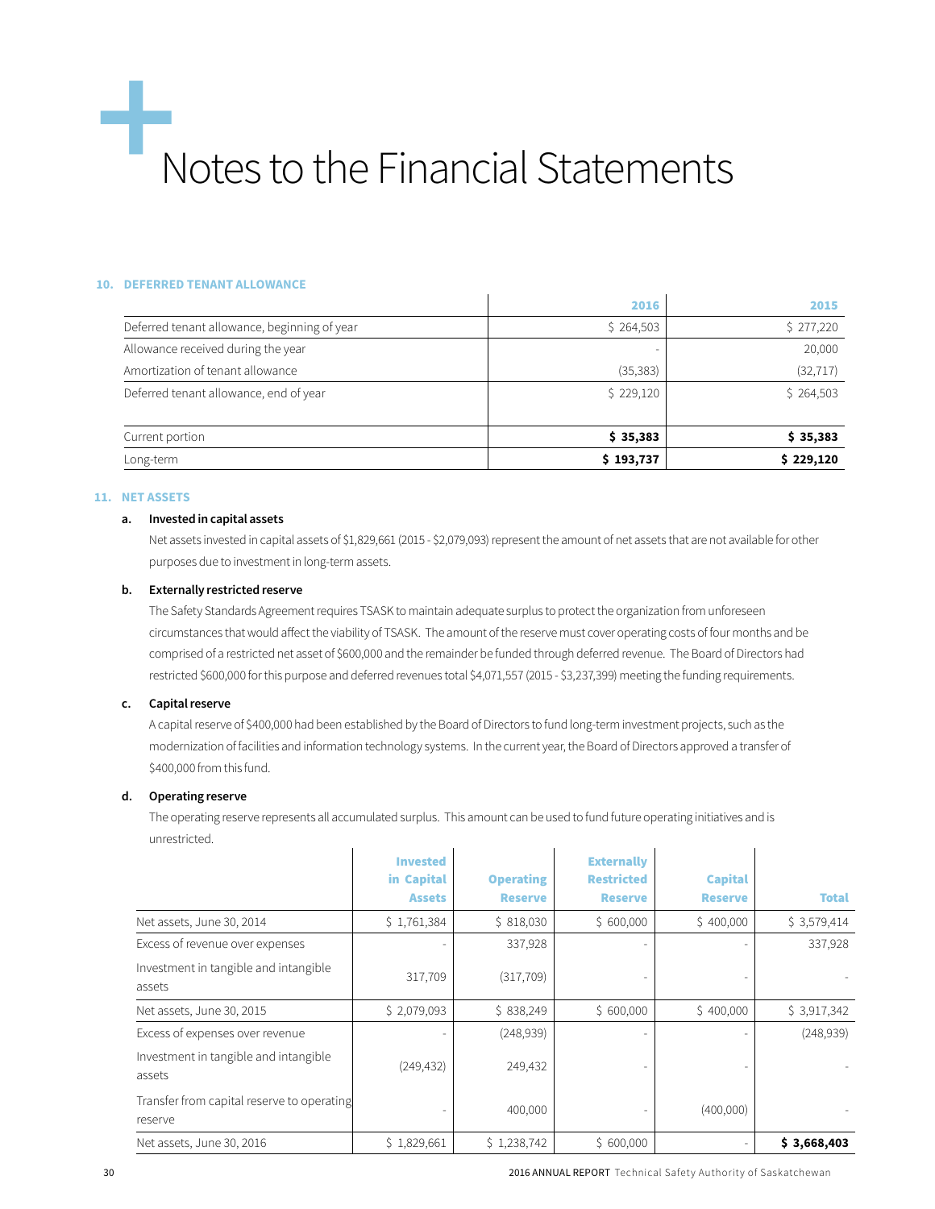# Notes to the Financial Statements

**10. DEFERRED TENANT ALLOWANCE**

| | 2016 | 2015 |
|---|---|---|
| Deferred tenant allowance, beginning of year | $ 264,503 | $ 277,220 |
| Allowance received during the year | - | 20,000 |
| Amortization of tenant allowance | (35,383) | (32,717) |
| Deferred tenant allowance, end of year | $ 229,120 | $ 264,503 |
| Current portion | **$ 35,383** | **$ 35,383** |
| Long-term | **$ 193,737** | **$ 229,120** |

**11. NET ASSETS**

**a. Invested in capital assets**

Net assets invested in capital assets of $1,829,661 (2015 - $2,079,093) represent the amount of net assets that are not available for other purposes due to investment in long-term assets.

**b. Externally restricted reserve**

The Safety Standards Agreement requires TSASK to maintain adequate surplus to protect the organization from unforeseen circumstances that would affect the viability of TSASK. The amount of the reserve must cover operating costs of four months and be comprised of a restricted net asset of $600,000 and the remainder be funded through deferred revenue. The Board of Directors had restricted $600,000 for this purpose and deferred revenues total $4,071,557 (2015 - $3,237,399) meeting the funding requirements.

**c. Capital reserve**

A capital reserve of $400,000 had been established by the Board of Directors to fund long-term investment projects, such as the modernization of facilities and information technology systems. In the current year, the Board of Directors approved a transfer of $400,000 from this fund.

**d. Operating reserve**

The operating reserve represents all accumulated surplus. This amount can be used to fund future operating initiatives and is unrestricted.

| | Invested in Capital Assets | Operating Reserve | Externally Restricted Reserve | Capital Reserve | Total |
|---|---|---|---|---|---|
| Net assets, June 30, 2014 | $ 1,761,384 | $ 818,030 | $ 600,000 | $ 400,000 | $ 3,579,414 |
| Excess of revenue over expenses | - | 337,928 | - | - | 337,928 |
| Investment in tangible and intangible assets | 317,709 | (317,709) | - | - | - |
| Net assets, June 30, 2015 | $ 2,079,093 | $ 838,249 | $ 600,000 | $ 400,000 | $ 3,917,342 |
| Excess of expenses over revenue | - | (248,939) | - | - | (248,939) |
| Investment in tangible and intangible assets | (249,432) | 249,432 | - | - | - |
| Transfer from capital reserve to operating reserve | - | 400,000 | - | (400,000) | - |
| Net assets, June 30, 2016 | $ 1,829,661 | $ 1,238,742 | $ 600,000 | - | **$ 3,668,403** |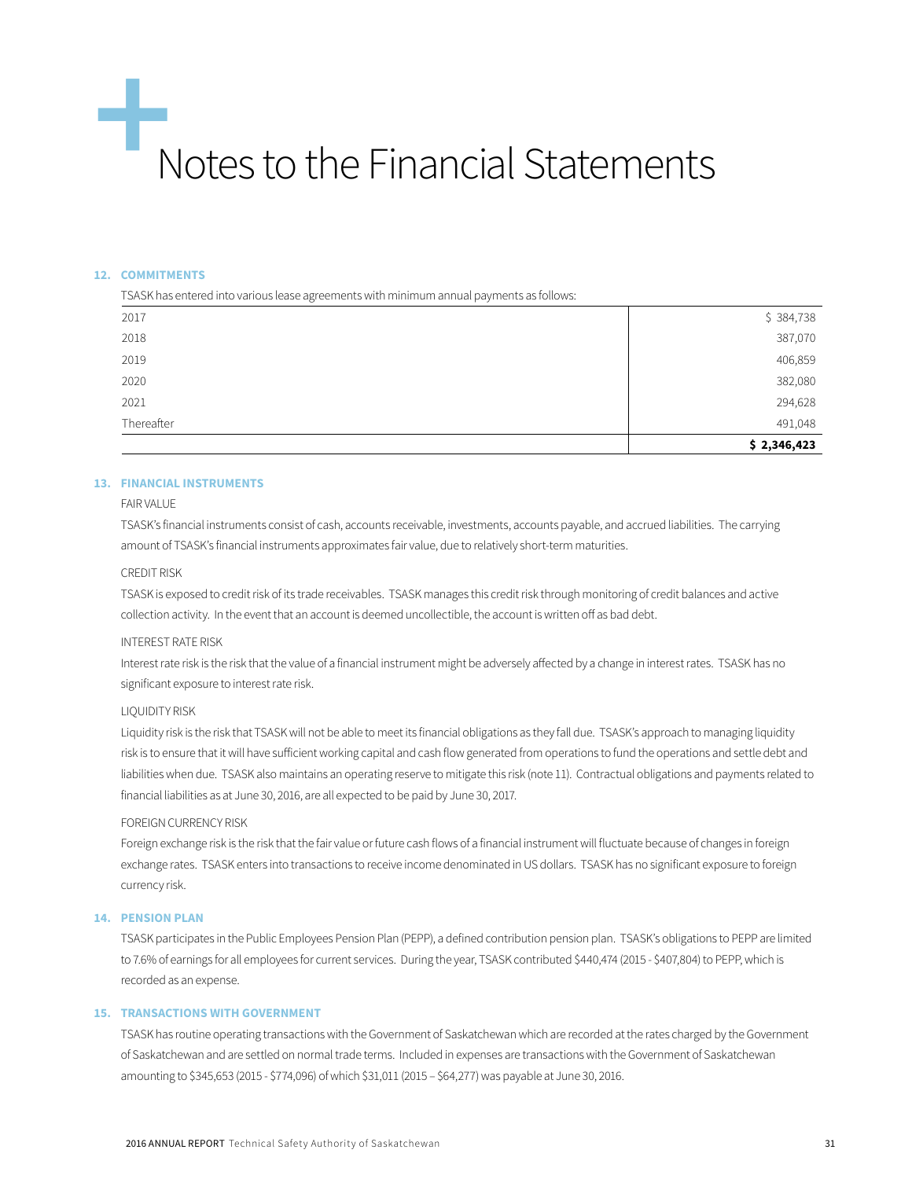# Notes to the Financial Statements

## 12. COMMITMENTS

TSASK has entered into various lease agreements with minimum annual payments as follows:

| | |
|---|---|
| 2017 | $ 384,738 |
| 2018 | 387,070 |
| 2019 | 406,859 |
| 2020 | 382,080 |
| 2021 | 294,628 |
| Thereafter | 491,048 |
| | **$ 2,346,423** |

## 13. FINANCIAL INSTRUMENTS

FAIR VALUE

TSASK's financial instruments consist of cash, accounts receivable, investments, accounts payable, and accrued liabilities. The carrying amount of TSASK's financial instruments approximates fair value, due to relatively short-term maturities.

CREDIT RISK

TSASK is exposed to credit risk of its trade receivables. TSASK manages this credit risk through monitoring of credit balances and active collection activity. In the event that an account is deemed uncollectible, the account is written off as bad debt.

INTEREST RATE RISK

Interest rate risk is the risk that the value of a financial instrument might be adversely affected by a change in interest rates. TSASK has no significant exposure to interest rate risk.

LIQUIDITY RISK

Liquidity risk is the risk that TSASK will not be able to meet its financial obligations as they fall due. TSASK's approach to managing liquidity risk is to ensure that it will have sufficient working capital and cash flow generated from operations to fund the operations and settle debt and liabilities when due. TSASK also maintains an operating reserve to mitigate this risk (note 11). Contractual obligations and payments related to financial liabilities as at June 30, 2016, are all expected to be paid by June 30, 2017.

FOREIGN CURRENCY RISK

Foreign exchange risk is the risk that the fair value or future cash flows of a financial instrument will fluctuate because of changes in foreign exchange rates. TSASK enters into transactions to receive income denominated in US dollars. TSASK has no significant exposure to foreign currency risk.

## 14. PENSION PLAN

TSASK participates in the Public Employees Pension Plan (PEPP), a defined contribution pension plan. TSASK's obligations to PEPP are limited to 7.6% of earnings for all employees for current services. During the year, TSASK contributed $440,474 (2015 - $407,804) to PEPP, which is recorded as an expense.

## 15. TRANSACTIONS WITH GOVERNMENT

TSASK has routine operating transactions with the Government of Saskatchewan which are recorded at the rates charged by the Government of Saskatchewan and are settled on normal trade terms. Included in expenses are transactions with the Government of Saskatchewan amounting to $345,653 (2015 - $774,096) of which $31,011 (2015 – $64,277) was payable at June 30, 2016.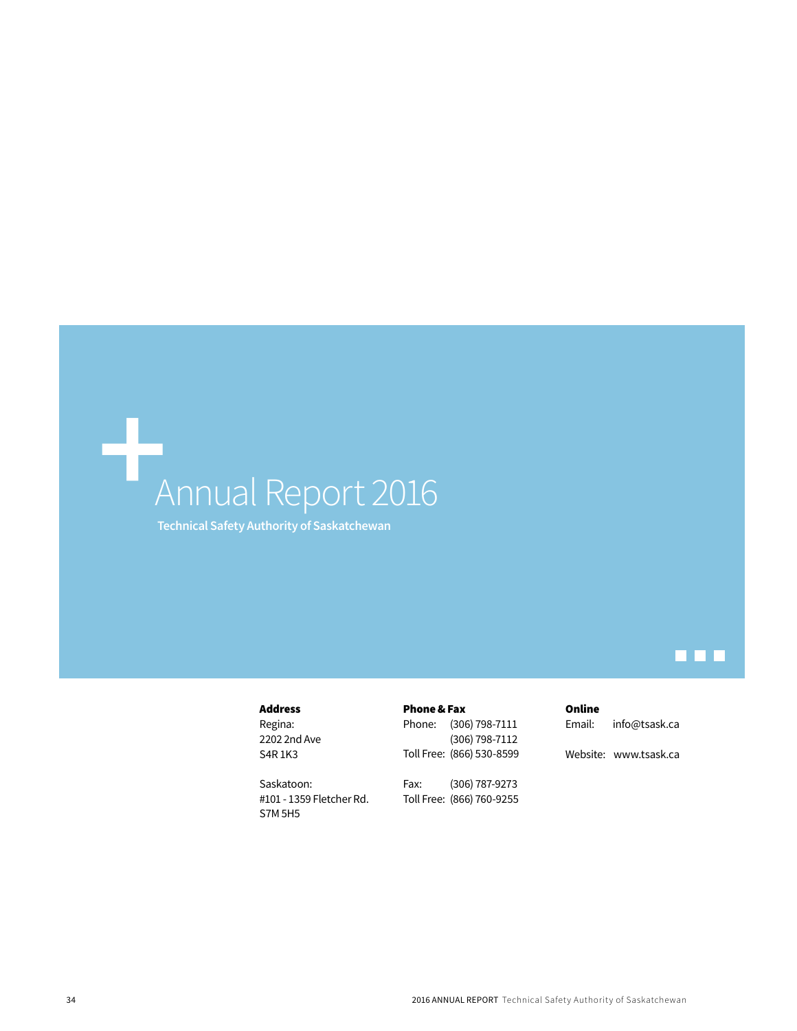# Annual Report 2016

Technical Safety Authority of Saskatchewan

**Address**

Regina:
2202 2nd Ave
S4R 1K3

Saskatoon:
#101 - 1359 Fletcher Rd.
S7M 5H5

**Phone & Fax**

Phone: (306) 798-7111
(306) 798-7112
Toll Free: (866) 530-8599

Fax: (306) 787-9273
Toll Free: (866) 760-9255

**Online**

Email: info@tsask.ca

Website: www.tsask.ca